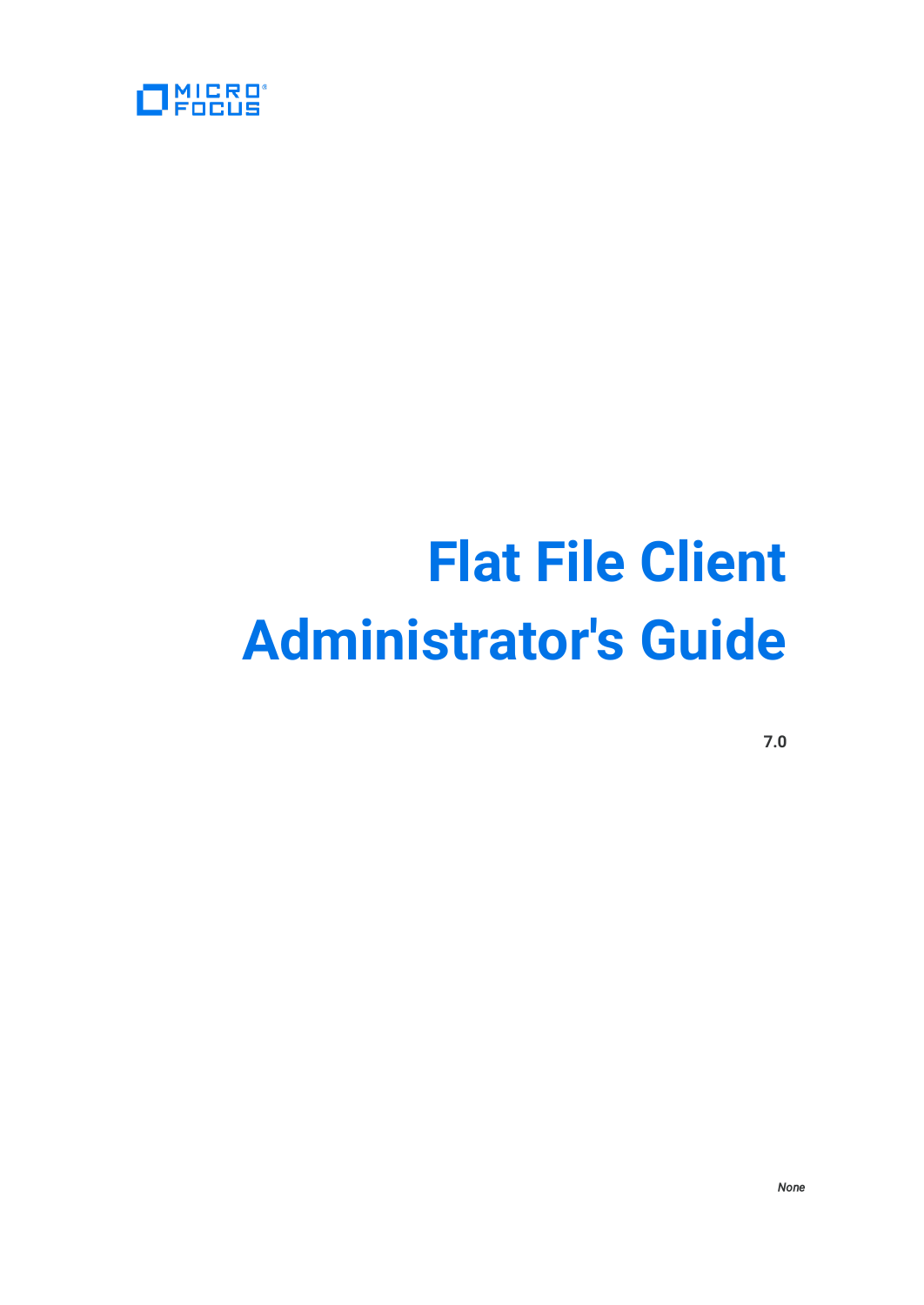MICRO FOCUS

# Flat File Client Administrator's Guide

**7.0**

*None*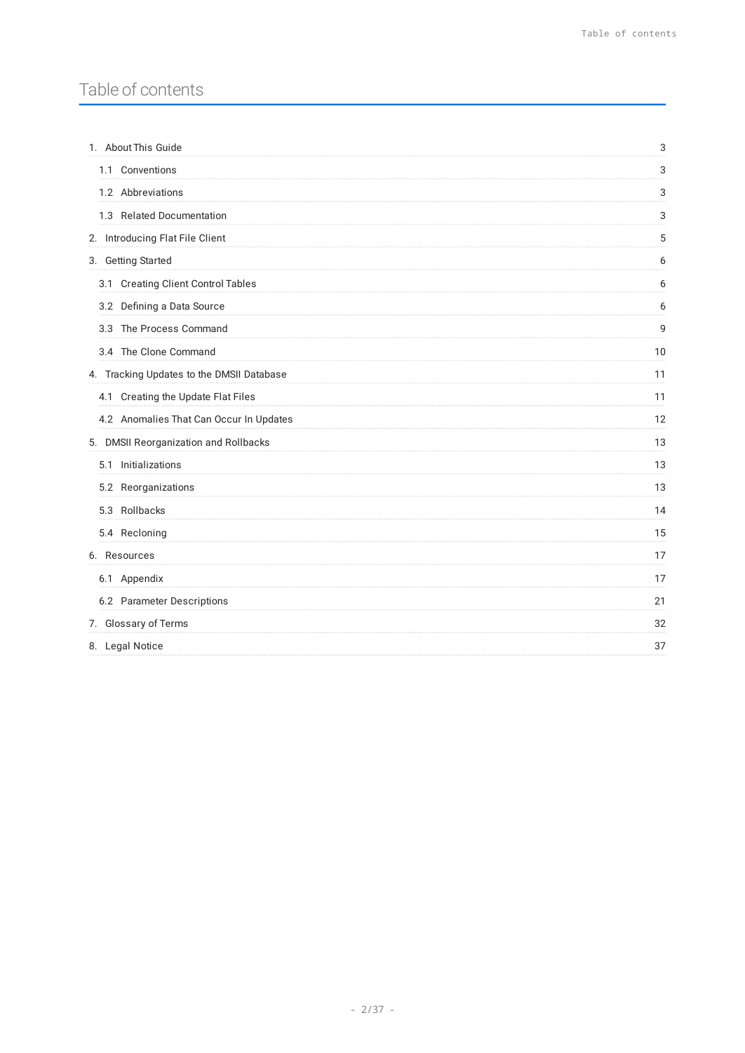# Table of contents

- 1. About This Guide — 3
  - 1.1 Conventions — 3
  - 1.2 Abbreviations — 3
  - 1.3 Related Documentation — 3
- 2. Introducing Flat File Client — 5
- 3. Getting Started — 6
  - 3.1 Creating Client Control Tables — 6
  - 3.2 Defining a Data Source — 6
  - 3.3 The Process Command — 9
  - 3.4 The Clone Command — 10
- 4. Tracking Updates to the DMSII Database — 11
  - 4.1 Creating the Update Flat Files — 11
  - 4.2 Anomalies That Can Occur In Updates — 12
- 5. DMSII Reorganization and Rollbacks — 13
  - 5.1 Initializations — 13
  - 5.2 Reorganizations — 13
  - 5.3 Rollbacks — 14
  - 5.4 Recloning — 15
- 6. Resources — 17
  - 6.1 Appendix — 17
  - 6.2 Parameter Descriptions — 21
- 7. Glossary of Terms — 32
- 8. Legal Notice — 37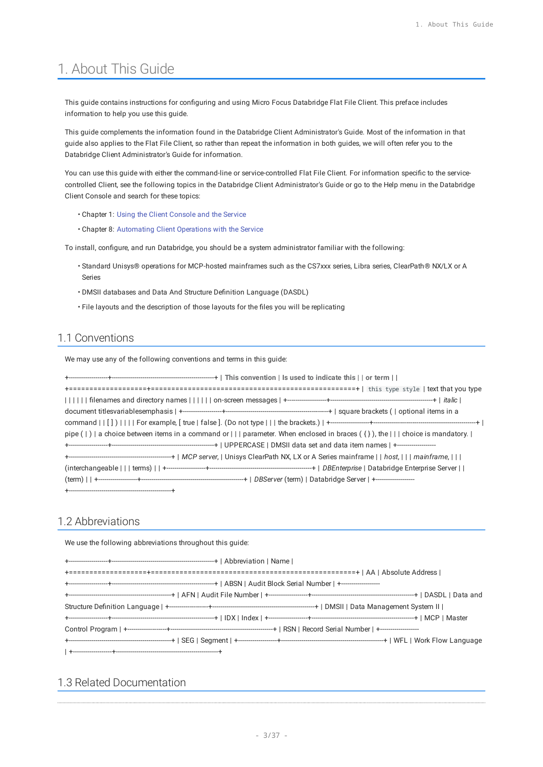# 1. About This Guide

This guide contains instructions for configuring and using Micro Focus Databridge Flat File Client. This preface includes information to help you use this guide.

This guide complements the information found in the Databridge Client Administrator's Guide. Most of the information in that guide also applies to the Flat File Client, so rather than repeat the information in both guides, we will often refer you to the Databridge Client Administrator's Guide for information.

You can use this guide with either the command-line or service-controlled Flat File Client. For information specific to the service-controlled Client, see the following topics in the Databridge Client Administrator's Guide or go to the Help menu in the Databridge Client Console and search for these topics:

- Chapter 1: Using the Client Console and the Service
- Chapter 8: Automating Client Operations with the Service

To install, configure, and run Databridge, you should be a system administrator familiar with the following:

- Standard Unisys® operations for MCP-hosted mainframes such as the CS7xxx series, Libra series, ClearPath® NX/LX or A Series
- DMSII databases and Data And Structure Definition Language (DASDL)
- File layouts and the description of those layouts for the files you will be replicating

## 1.1 Conventions

We may use any of the following conventions and terms in this guide:

| **This convention or term** | **Is used to indicate this** |
|---|---|
| `this type style` | text that you type<br>filenames and directory names<br>on-screen messages |
| *italic* | document titles<br>variables<br>emphasis |
| square brackets ( [ ] ) | optional items in a command<br>For example, [ true \| false ]. (Do not type the brackets.) |
| pipe ( \| ) | a choice between items in a command or parameter. When enclosed in braces ( { } ), the choice is mandatory. |
| UPPERCASE | DMSII data set and data item names |
| *MCP server*, *host*, *mainframe*, (interchangeable terms) | Unisys ClearPath NX, LX or A Series mainframe |
| *DBEnterprise* (term) | Databridge Enterprise Server |
| *DBServer* (term) | Databridge Server |

## 1.2 Abbreviations

We use the following abbreviations throughout this guide:

| Abbreviation | Name |
|---|---|
| AA | Absolute Address |
| ABSN | Audit Block Serial Number |
| AFN | Audit File Number |
| DASDL | Data and Structure Definition Language |
| DMSII | Data Management System II |
| IDX | Index |
| MCP | Master Control Program |
| RSN | Record Serial Number |
| SEG | Segment |
| WFL | Work Flow Language |

## 1.3 Related Documentation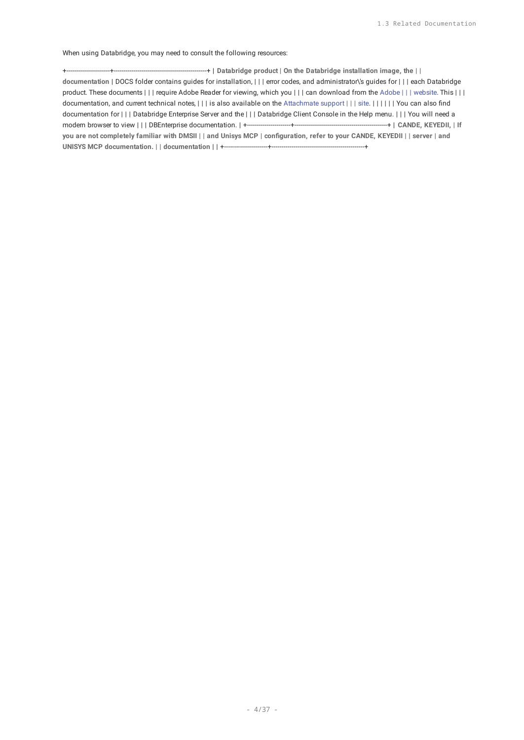When using Databridge, you may need to consult the following resources:

| Databridge product documentation | On the Databridge installation image, the DOCS folder contains guides for installation, error codes, and administrator's guides for each Databridge product. These documents require Adobe Reader for viewing, which you can download from the Adobe website. This documentation, and current technical notes, is also available on the Attachmate support site.<br><br>You can also find documentation for Databridge Enterprise Server and the Databridge Client Console in the Help menu. You will need a modern browser to view DBEnterprise documentation. |
| --- | --- |
| **CANDE, KEYEDII, DMSII and Unisys MCP server documentation** | **If you are not completely familiar with DMSII configuration, refer to your CANDE, KEYEDII and UNISYS MCP documentation.** |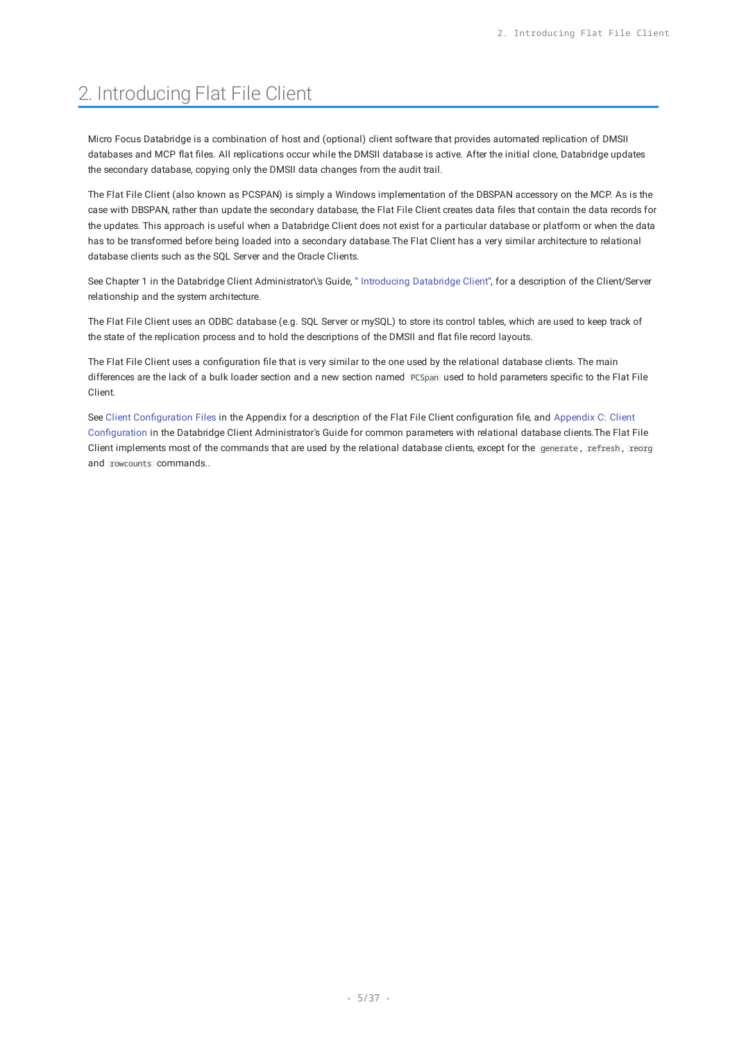# 2. Introducing Flat File Client

Micro Focus Databridge is a combination of host and (optional) client software that provides automated replication of DMSII databases and MCP flat files. All replications occur while the DMSII database is active. After the initial clone, Databridge updates the secondary database, copying only the DMSII data changes from the audit trail.

The Flat File Client (also known as PCSPAN) is simply a Windows implementation of the DBSPAN accessory on the MCP. As is the case with DBSPAN, rather than update the secondary database, the Flat File Client creates data files that contain the data records for the updates. This approach is useful when a Databridge Client does not exist for a particular database or platform or when the data has to be transformed before being loaded into a secondary database.The Flat Client has a very similar architecture to relational database clients such as the SQL Server and the Oracle Clients.

See Chapter 1 in the Databridge Client Administrator\'s Guide, " Introducing Databridge Client", for a description of the Client/Server relationship and the system architecture.

The Flat File Client uses an ODBC database (e.g. SQL Server or mySQL) to store its control tables, which are used to keep track of the state of the replication process and to hold the descriptions of the DMSII and flat file record layouts.

The Flat File Client uses a configuration file that is very similar to the one used by the relational database clients. The main differences are the lack of a bulk loader section and a new section named `PCSpan` used to hold parameters specific to the Flat File Client.

See Client Configuration Files in the Appendix for a description of the Flat File Client configuration file, and Appendix C: Client Configuration in the Databridge Client Administrator's Guide for common parameters with relational database clients.The Flat File Client implements most of the commands that are used by the relational database clients, except for the `generate`, `refresh`, `reorg` and `rowcounts` commands..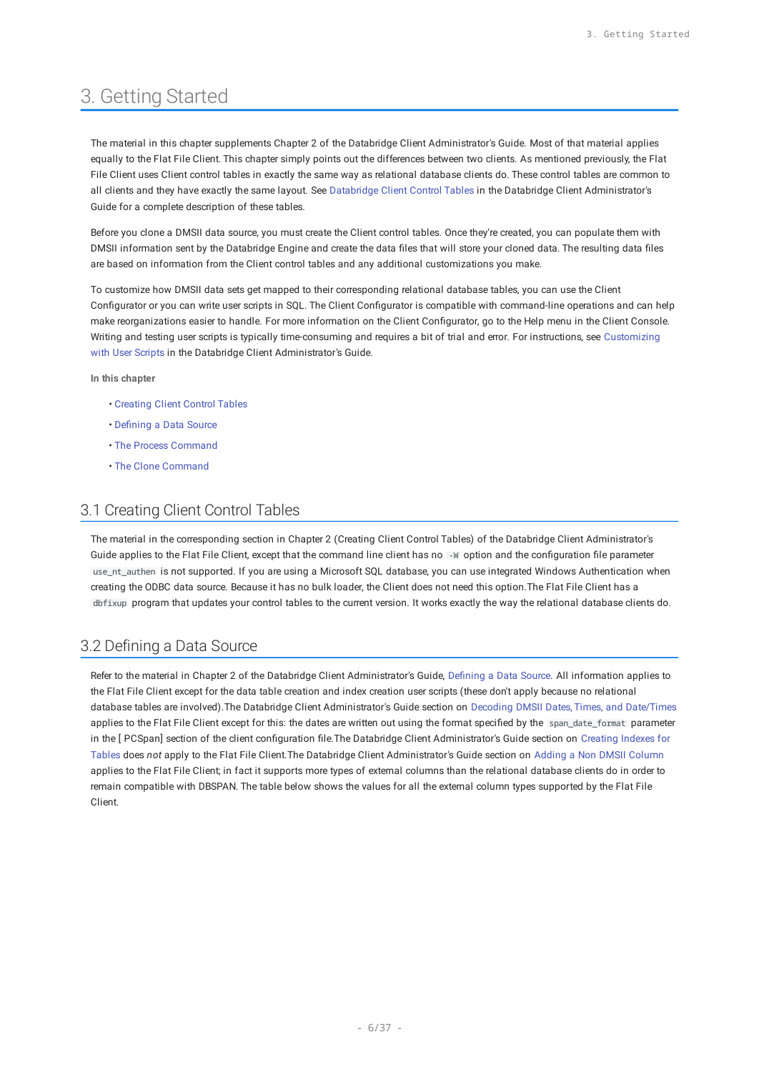# 3. Getting Started

The material in this chapter supplements Chapter 2 of the Databridge Client Administrator's Guide. Most of that material applies equally to the Flat File Client. This chapter simply points out the differences between two clients. As mentioned previously, the Flat File Client uses Client control tables in exactly the same way as relational database clients do. These control tables are common to all clients and they have exactly the same layout. See Databridge Client Control Tables in the Databridge Client Administrator's Guide for a complete description of these tables.

Before you clone a DMSII data source, you must create the Client control tables. Once they're created, you can populate them with DMSII information sent by the Databridge Engine and create the data files that will store your cloned data. The resulting data files are based on information from the Client control tables and any additional customizations you make.

To customize how DMSII data sets get mapped to their corresponding relational database tables, you can use the Client Configurator or you can write user scripts in SQL. The Client Configurator is compatible with command-line operations and can help make reorganizations easier to handle. For more information on the Client Configurator, go to the Help menu in the Client Console. Writing and testing user scripts is typically time-consuming and requires a bit of trial and error. For instructions, see Customizing with User Scripts in the Databridge Client Administrator's Guide.

**In this chapter**

- Creating Client Control Tables
- Defining a Data Source
- The Process Command
- The Clone Command

## 3.1 Creating Client Control Tables

The material in the corresponding section in Chapter 2 (Creating Client Control Tables) of the Databridge Client Administrator's Guide applies to the Flat File Client, except that the command line client has no `-W` option and the configuration file parameter `use_nt_authen` is not supported. If you are using a Microsoft SQL database, you can use integrated Windows Authentication when creating the ODBC data source. Because it has no bulk loader, the Client does not need this option.The Flat File Client has a `dbfixup` program that updates your control tables to the current version. It works exactly the way the relational database clients do.

## 3.2 Defining a Data Source

Refer to the material in Chapter 2 of the Databridge Client Administrator's Guide, Defining a Data Source. All information applies to the Flat File Client except for the data table creation and index creation user scripts (these don't apply because no relational database tables are involved).The Databridge Client Administrator's Guide section on Decoding DMSII Dates, Times, and Date/Times applies to the Flat File Client except for this: the dates are written out using the format specified by the `span_date_format` parameter in the [ PCSpan] section of the client configuration file.The Databridge Client Administrator's Guide section on Creating Indexes for Tables does *not* apply to the Flat File Client.The Databridge Client Administrator's Guide section on Adding a Non DMSII Column applies to the Flat File Client; in fact it supports more types of external columns than the relational database clients do in order to remain compatible with DBSPAN. The table below shows the values for all the external column types supported by the Flat File Client.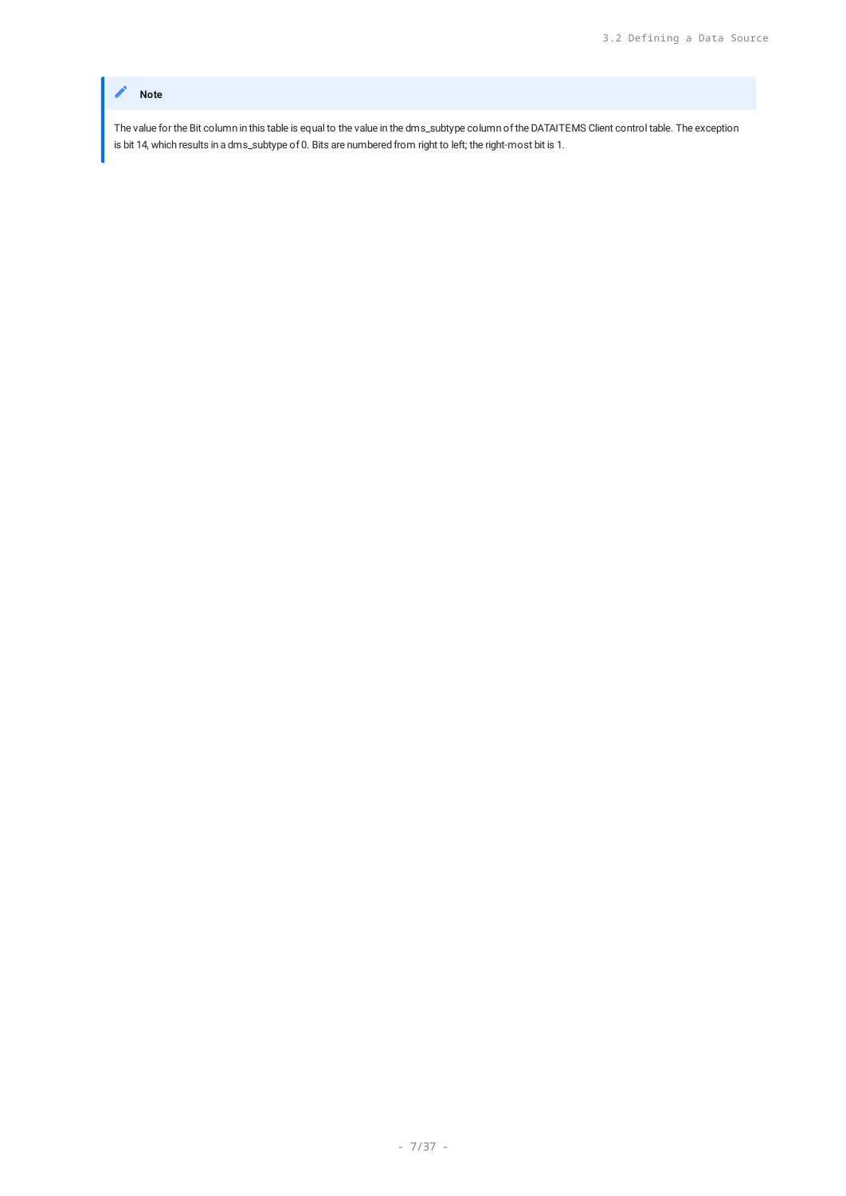> **Note**
>
> The value for the Bit column in this table is equal to the value in the dms_subtype column of the DATAITEMS Client control table. The exception is bit 14, which results in a dms_subtype of 0. Bits are numbered from right to left; the right-most bit is 1.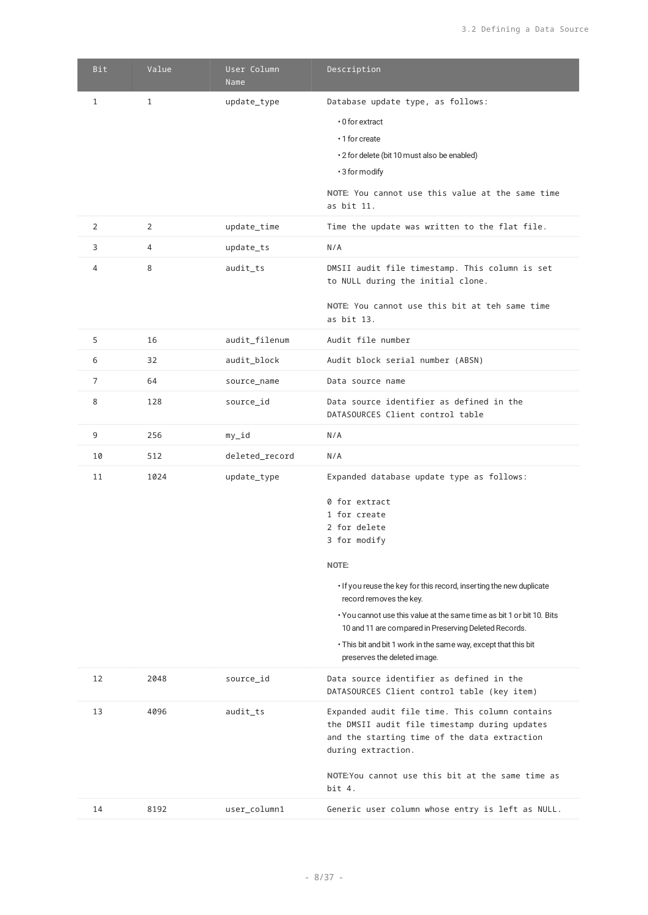| Bit | Value | User Column Name | Description |
|---|---|---|---|
| 1 | 1 | update_type | Database update type, as follows:<br>• 0 for extract<br>• 1 for create<br>• 2 for delete (bit 10 must also be enabled)<br>• 3 for modify<br>**NOTE:** You cannot use this value at the same time as bit 11. |
| 2 | 2 | update_time | Time the update was written to the flat file. |
| 3 | 4 | update_ts | N/A |
| 4 | 8 | audit_ts | DMSII audit file timestamp. This column is set to NULL during the initial clone.<br>**NOTE:** You cannot use this bit at teh same time as bit 13. |
| 5 | 16 | audit_filenum | Audit file number |
| 6 | 32 | audit_block | Audit block serial number (ABSN) |
| 7 | 64 | source_name | Data source name |
| 8 | 128 | source_id | Data source identifier as defined in the DATASOURCES Client control table |
| 9 | 256 | my_id | N/A |
| 10 | 512 | deleted_record | N/A |
| 11 | 1024 | update_type | Expanded database update type as follows:<br>0 for extract<br>1 for create<br>2 for delete<br>3 for modify<br>**NOTE:**<br>• If you reuse the key for this record, inserting the new duplicate record removes the key.<br>• You cannot use this value at the same time as bit 1 or bit 10. Bits 10 and 11 are compared in Preserving Deleted Records.<br>• This bit and bit 1 work in the same way, except that this bit preserves the deleted image. |
| 12 | 2048 | source_id | Data source identifier as defined in the DATASOURCES Client control table (key item) |
| 13 | 4096 | audit_ts | Expanded audit file time. This column contains the DMSII audit file timestamp during updates and the starting time of the data extraction during extraction.<br>**NOTE:** You cannot use this bit at the same time as bit 4. |
| 14 | 8192 | user_column1 | Generic user column whose entry is left as NULL. |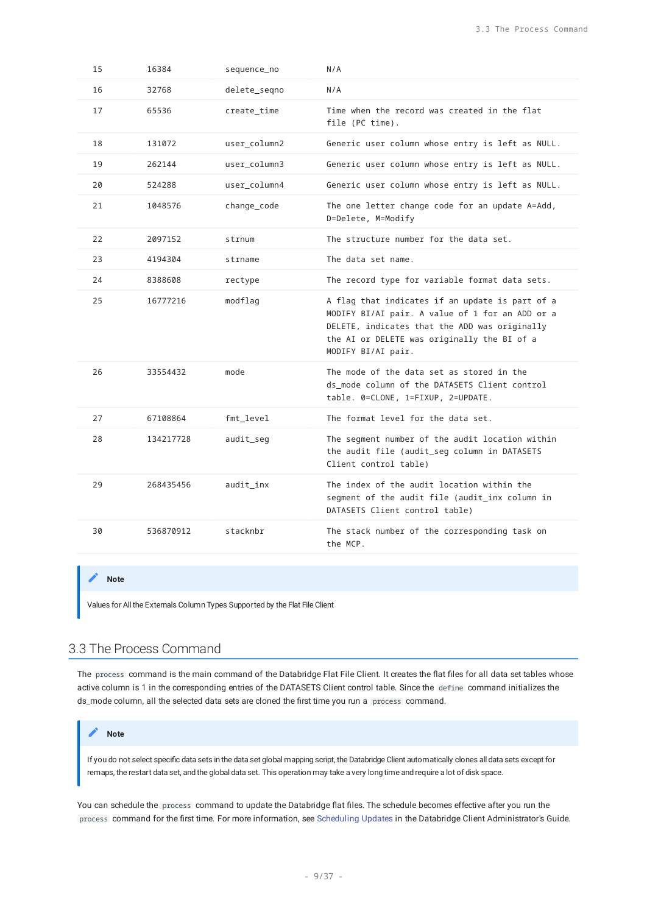| 15 | 16384 | sequence_no | N/A |
|---|---|---|---|
| 16 | 32768 | delete_seqno | N/A |
| 17 | 65536 | create_time | Time when the record was created in the flat file (PC time). |
| 18 | 131072 | user_column2 | Generic user column whose entry is left as NULL. |
| 19 | 262144 | user_column3 | Generic user column whose entry is left as NULL. |
| 20 | 524288 | user_column4 | Generic user column whose entry is left as NULL. |
| 21 | 1048576 | change_code | The one letter change code for an update A=Add, D=Delete, M=Modify |
| 22 | 2097152 | strnum | The structure number for the data set. |
| 23 | 4194304 | strname | The data set name. |
| 24 | 8388608 | rectype | The record type for variable format data sets. |
| 25 | 16777216 | modflag | A flag that indicates if an update is part of a MODIFY BI/AI pair. A value of 1 for an ADD or a DELETE, indicates that the ADD was originally the AI or DELETE was originally the BI of a MODIFY BI/AI pair. |
| 26 | 33554432 | mode | The mode of the data set as stored in the ds_mode column of the DATASETS Client control table. 0=CLONE, 1=FIXUP, 2=UPDATE. |
| 27 | 67108864 | fmt_level | The format level for the data set. |
| 28 | 134217728 | audit_seg | The segment number of the audit location within the audit file (audit_seg column in DATASETS Client control table) |
| 29 | 268435456 | audit_inx | The index of the audit location within the segment of the audit file (audit_inx column in DATASETS Client control table) |
| 30 | 536870912 | stacknbr | The stack number of the corresponding task on the MCP. |

> **Note**
>
> Values for All the Externals Column Types Supported by the Flat File Client

## 3.3 The Process Command

The `process` command is the main command of the Databridge Flat File Client. It creates the flat files for all data set tables whose active column is 1 in the corresponding entries of the DATASETS Client control table. Since the `define` command initializes the ds_mode column, all the selected data sets are cloned the first time you run a `process` command.

> **Note**
>
> If you do not select specific data sets in the data set global mapping script, the Databridge Client automatically clones all data sets except for remaps, the restart data set, and the global data set. This operation may take a very long time and require a lot of disk space.

You can schedule the `process` command to update the Databridge flat files. The schedule becomes effective after you run the `process` command for the first time. For more information, see Scheduling Updates in the Databridge Client Administrator's Guide.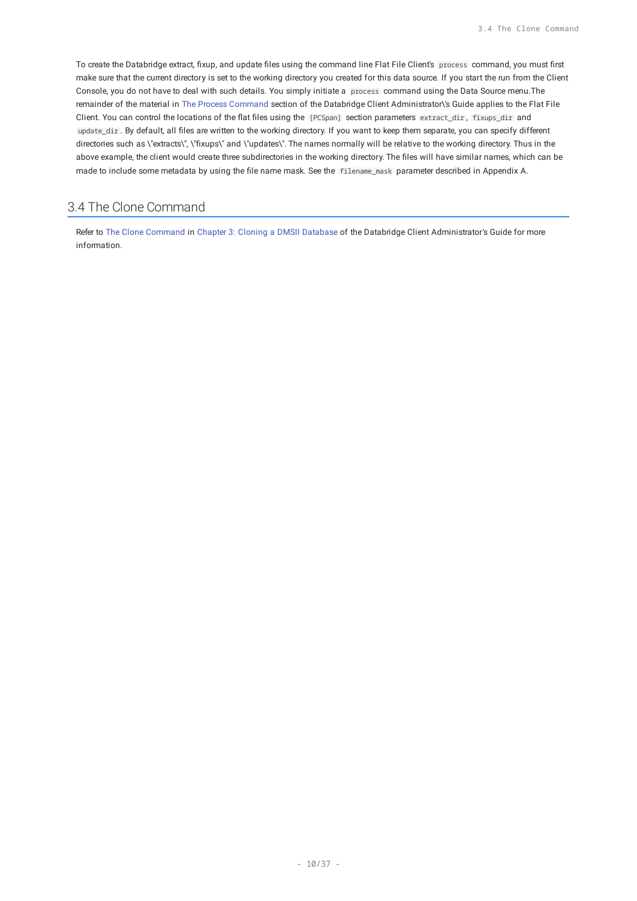To create the Databridge extract, fixup, and update files using the command line Flat File Client's `process` command, you must first make sure that the current directory is set to the working directory you created for this data source. If you start the run from the Client Console, you do not have to deal with such details. You simply initiate a `process` command using the Data Source menu.The remainder of the material in The Process Command section of the Databridge Client Administrator\'s Guide applies to the Flat File Client. You can control the locations of the flat files using the `[PCSpan]` section parameters `extract_dir`, `fixups_dir` and `update_dir`. By default, all files are written to the working directory. If you want to keep them separate, you can specify different directories such as \"extracts\", \"fixups\" and \"updates\". The names normally will be relative to the working directory. Thus in the above example, the client would create three subdirectories in the working directory. The files will have similar names, which can be made to include some metadata by using the file name mask. See the `filename_mask` parameter described in Appendix A.

## 3.4 The Clone Command

Refer to The Clone Command in Chapter 3: Cloning a DMSII Database of the Databridge Client Administrator's Guide for more information.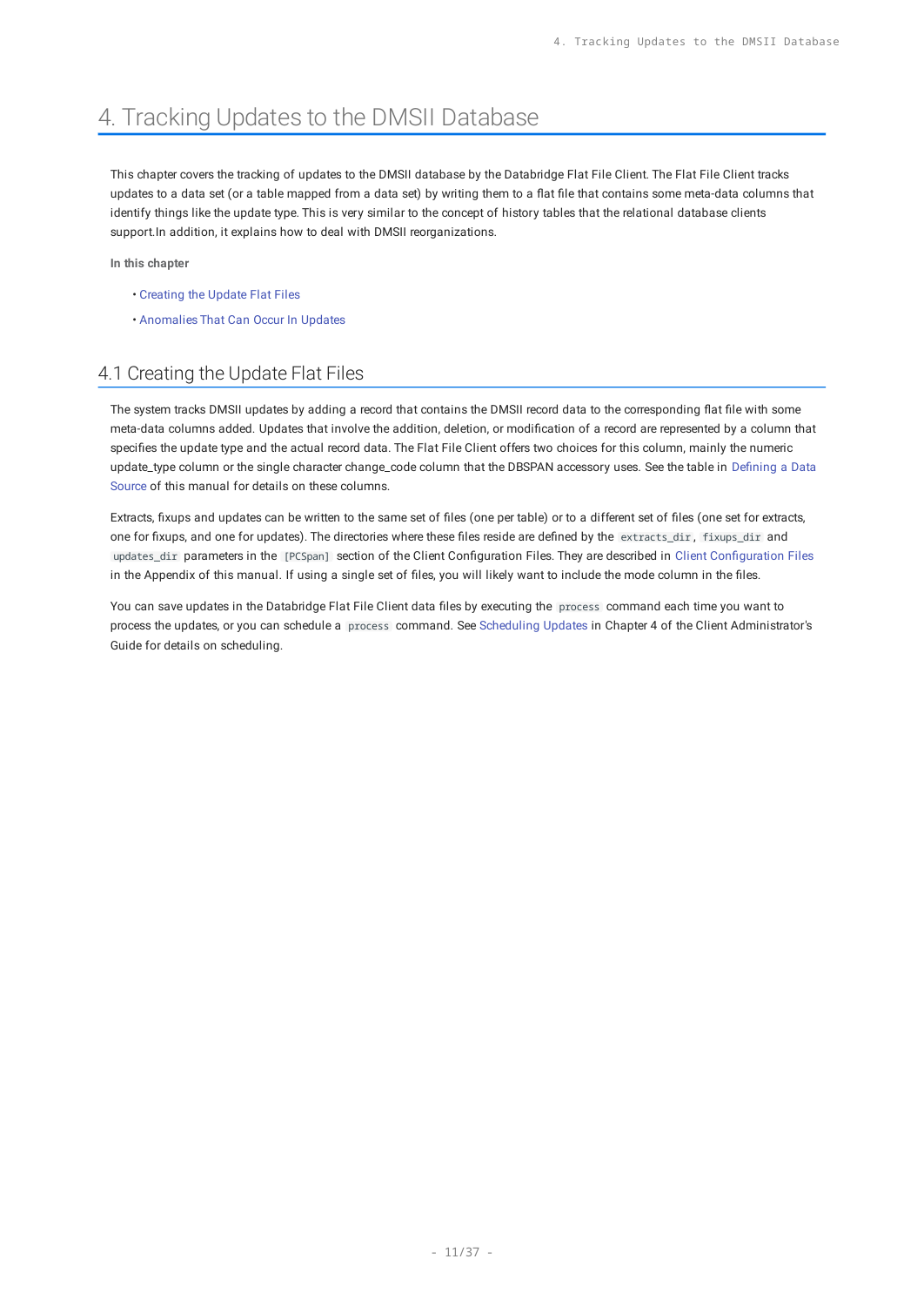# 4. Tracking Updates to the DMSII Database

This chapter covers the tracking of updates to the DMSII database by the Databridge Flat File Client. The Flat File Client tracks updates to a data set (or a table mapped from a data set) by writing them to a flat file that contains some meta-data columns that identify things like the update type. This is very similar to the concept of history tables that the relational database clients support.In addition, it explains how to deal with DMSII reorganizations.

**In this chapter**

- Creating the Update Flat Files
- Anomalies That Can Occur In Updates

## 4.1 Creating the Update Flat Files

The system tracks DMSII updates by adding a record that contains the DMSII record data to the corresponding flat file with some meta-data columns added. Updates that involve the addition, deletion, or modification of a record are represented by a column that specifies the update type and the actual record data. The Flat File Client offers two choices for this column, mainly the numeric update_type column or the single character change_code column that the DBSPAN accessory uses. See the table in Defining a Data Source of this manual for details on these columns.

Extracts, fixups and updates can be written to the same set of files (one per table) or to a different set of files (one set for extracts, one for fixups, and one for updates). The directories where these files reside are defined by the `extracts_dir`, `fixups_dir` and `updates_dir` parameters in the `[PCSpan]` section of the Client Configuration Files. They are described in Client Configuration Files in the Appendix of this manual. If using a single set of files, you will likely want to include the mode column in the files.

You can save updates in the Databridge Flat File Client data files by executing the `process` command each time you want to process the updates, or you can schedule a `process` command. See Scheduling Updates in Chapter 4 of the Client Administrator's Guide for details on scheduling.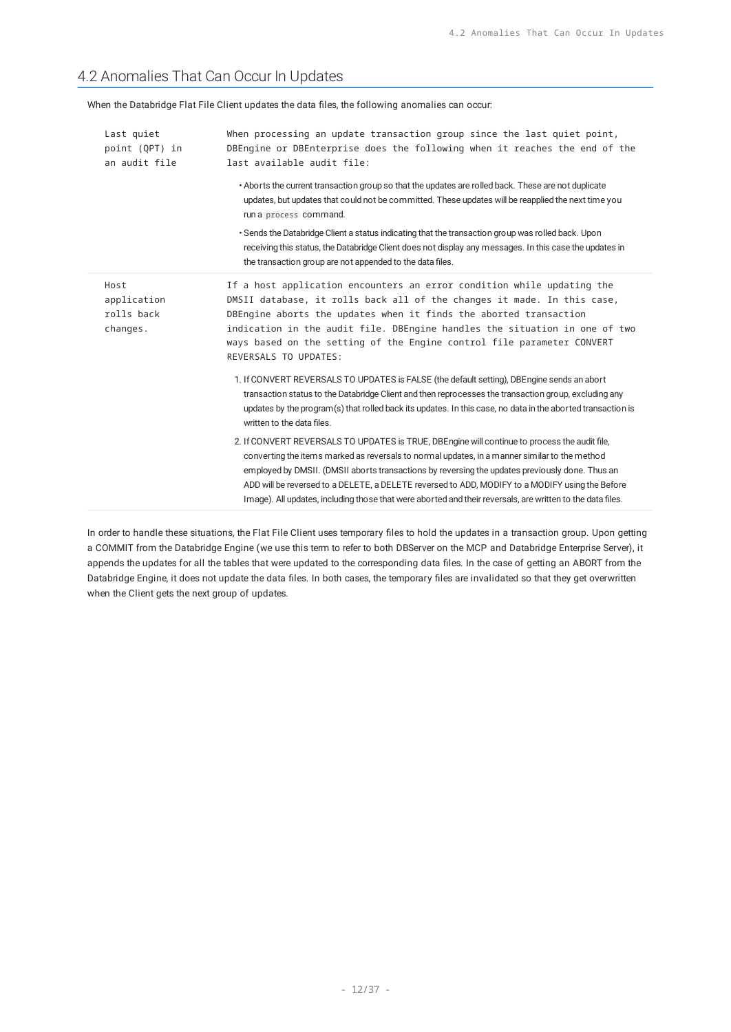## 4.2 Anomalies That Can Occur In Updates

When the Databridge Flat File Client updates the data files, the following anomalies can occur:

| | |
|---|---|
| Last quiet point (QPT) in an audit file | When processing an update transaction group since the last quiet point, DBEngine or DBEnterprise does the following when it reaches the end of the last available audit file:<br><br>• Aborts the current transaction group so that the updates are rolled back. These are not duplicate updates, but updates that could not be committed. These updates will be reapplied the next time you run a `process` command.<br><br>• Sends the Databridge Client a status indicating that the transaction group was rolled back. Upon receiving this status, the Databridge Client does not display any messages. In this case the updates in the transaction group are not appended to the data files. |
| Host application rolls back changes. | If a host application encounters an error condition while updating the DMSII database, it rolls back all of the changes it made. In this case, DBEngine aborts the updates when it finds the aborted transaction indication in the audit file. DBEngine handles the situation in one of two ways based on the setting of the Engine control file parameter CONVERT REVERSALS TO UPDATES:<br><br>1. If CONVERT REVERSALS TO UPDATES is FALSE (the default setting), DBEngine sends an abort transaction status to the Databridge Client and then reprocesses the transaction group, excluding any updates by the program(s) that rolled back its updates. In this case, no data in the aborted transaction is written to the data files.<br><br>2. If CONVERT REVERSALS TO UPDATES is TRUE, DBEngine will continue to process the audit file, converting the items marked as reversals to normal updates, in a manner similar to the method employed by DMSII. (DMSII aborts transactions by reversing the updates previously done. Thus an ADD will be reversed to a DELETE, a DELETE reversed to ADD, MODIFY to a MODIFY using the Before Image). All updates, including those that were aborted and their reversals, are written to the data files. |

In order to handle these situations, the Flat File Client uses temporary files to hold the updates in a transaction group. Upon getting a COMMIT from the Databridge Engine (we use this term to refer to both DBServer on the MCP and Databridge Enterprise Server), it appends the updates for all the tables that were updated to the corresponding data files. In the case of getting an ABORT from the Databridge Engine, it does not update the data files. In both cases, the temporary files are invalidated so that they get overwritten when the Client gets the next group of updates.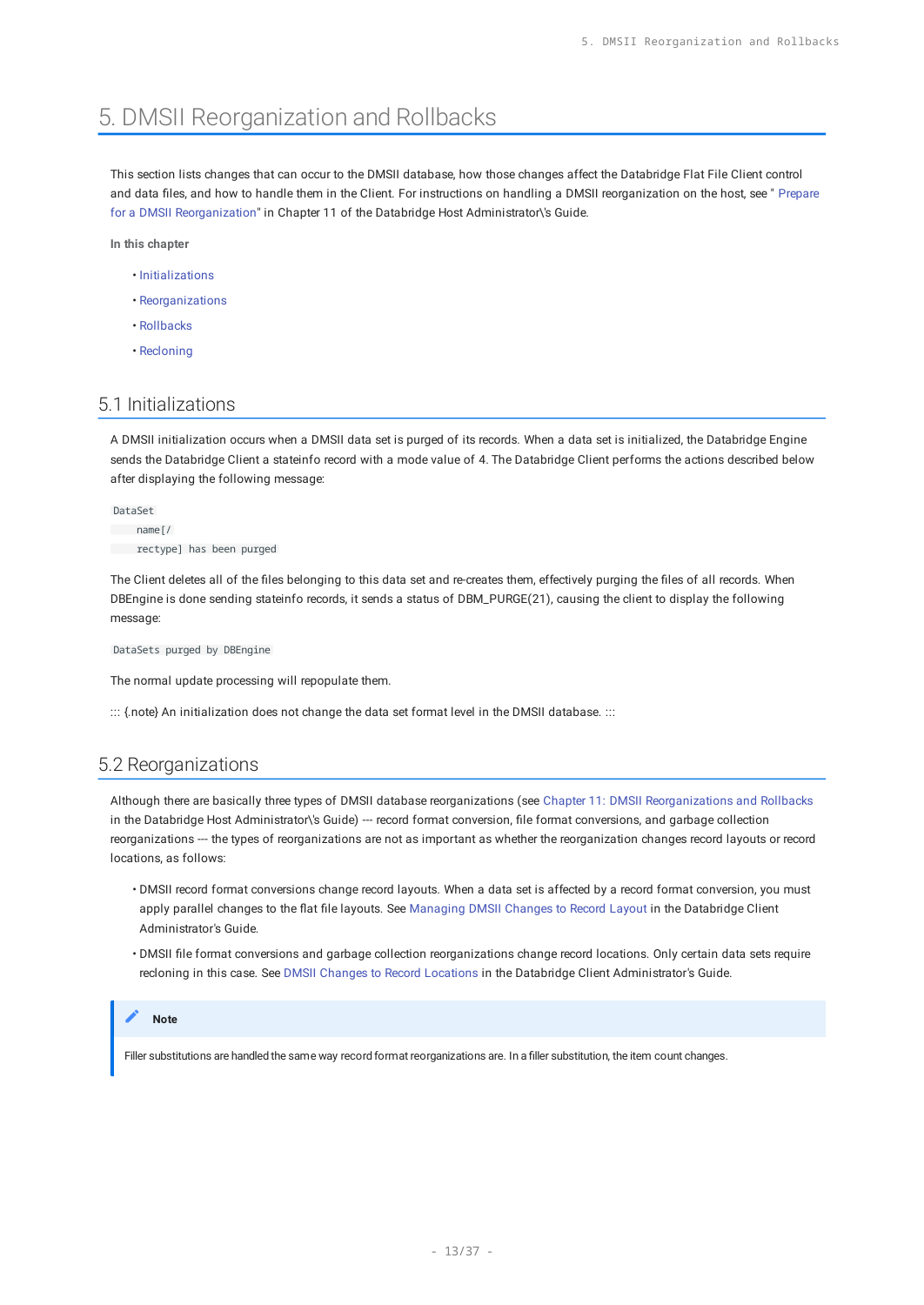# 5. DMSII Reorganization and Rollbacks

This section lists changes that can occur to the DMSII database, how those changes affect the Databridge Flat File Client control and data files, and how to handle them in the Client. For instructions on handling a DMSII reorganization on the host, see " Prepare for a DMSII Reorganization" in Chapter 11 of the Databridge Host Administrator\'s Guide.

**In this chapter**

- Initializations
- Reorganizations
- Rollbacks
- Recloning

## 5.1 Initializations

A DMSII initialization occurs when a DMSII data set is purged of its records. When a data set is initialized, the Databridge Engine sends the Databridge Client a stateinfo record with a mode value of 4. The Databridge Client performs the actions described below after displaying the following message:

```
DataSet
    name[/
    rectype] has been purged
```

The Client deletes all of the files belonging to this data set and re-creates them, effectively purging the files of all records. When DBEngine is done sending stateinfo records, it sends a status of DBM_PURGE(21), causing the client to display the following message:

```
DataSets purged by DBEngine
```

The normal update processing will repopulate them.

::: {.note} An initialization does not change the data set format level in the DMSII database. :::

## 5.2 Reorganizations

Although there are basically three types of DMSII database reorganizations (see Chapter 11: DMSII Reorganizations and Rollbacks in the Databridge Host Administrator\'s Guide) --- record format conversion, file format conversions, and garbage collection reorganizations --- the types of reorganizations are not as important as whether the reorganization changes record layouts or record locations, as follows:

- DMSII record format conversions change record layouts. When a data set is affected by a record format conversion, you must apply parallel changes to the flat file layouts. See Managing DMSII Changes to Record Layout in the Databridge Client Administrator's Guide.
- DMSII file format conversions and garbage collection reorganizations change record locations. Only certain data sets require recloning in this case. See DMSII Changes to Record Locations in the Databridge Client Administrator's Guide.

> **Note**
>
> Filler substitutions are handled the same way record format reorganizations are. In a filler substitution, the item count changes.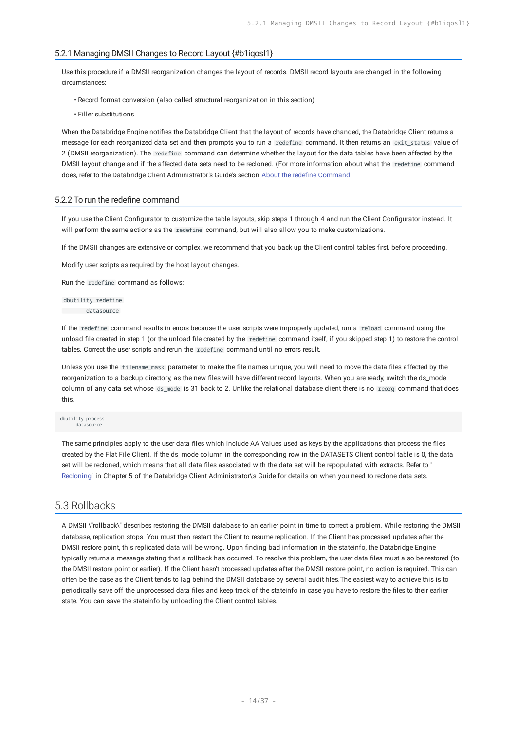### 5.2.1 Managing DMSII Changes to Record Layout {#b1iqosl1}

Use this procedure if a DMSII reorganization changes the layout of records. DMSII record layouts are changed in the following circumstances:

- Record format conversion (also called structural reorganization in this section)
- Filler substitutions

When the Databridge Engine notifies the Databridge Client that the layout of records have changed, the Databridge Client returns a message for each reorganized data set and then prompts you to run a `redefine` command. It then returns an `exit_status` value of 2 (DMSII reorganization). The `redefine` command can determine whether the layout for the data tables have been affected by the DMSII layout change and if the affected data sets need to be recloned. (For more information about what the `redefine` command does, refer to the Databridge Client Administrator's Guide's section About the redefine Command.

### 5.2.2 To run the redefine command

If you use the Client Configurator to customize the table layouts, skip steps 1 through 4 and run the Client Configurator instead. It will perform the same actions as the `redefine` command, but will also allow you to make customizations.

If the DMSII changes are extensive or complex, we recommend that you back up the Client control tables first, before proceeding.

Modify user scripts as required by the host layout changes.

Run the `redefine` command as follows:

```
dbutility redefine
        datasource
```

If the `redefine` command results in errors because the user scripts were improperly updated, run a `reload` command using the unload file created in step 1 (or the unload file created by the `redefine` command itself, if you skipped step 1) to restore the control tables. Correct the user scripts and rerun the `redefine` command until no errors result.

Unless you use the `filename_mask` parameter to make the file names unique, you will need to move the data files affected by the reorganization to a backup directory, as the new files will have different record layouts. When you are ready, switch the ds_mode column of any data set whose `ds_mode` is 31 back to 2. Unlike the relational database client there is no `reorg` command that does this.

```
dbutility process
      datasource
```

The same principles apply to the user data files which include AA Values used as keys by the applications that process the files created by the Flat File Client. If the ds_mode column in the corresponding row in the DATASETS Client control table is 0, the data set will be recloned, which means that all data files associated with the data set will be repopulated with extracts. Refer to "Recloning" in Chapter 5 of the Databridge Client Administrator\'s Guide for details on when you need to reclone data sets.

## 5.3 Rollbacks

A DMSII \"rollback\" describes restoring the DMSII database to an earlier point in time to correct a problem. While restoring the DMSII database, replication stops. You must then restart the Client to resume replication. If the Client has processed updates after the DMSII restore point, this replicated data will be wrong. Upon finding bad information in the stateinfo, the Databridge Engine typically returns a message stating that a rollback has occurred. To resolve this problem, the user data files must also be restored (to the DMSII restore point or earlier). If the Client hasn't processed updates after the DMSII restore point, no action is required. This can often be the case as the Client tends to lag behind the DMSII database by several audit files.The easiest way to achieve this is to periodically save off the unprocessed data files and keep track of the stateinfo in case you have to restore the files to their earlier state. You can save the stateinfo by unloading the Client control tables.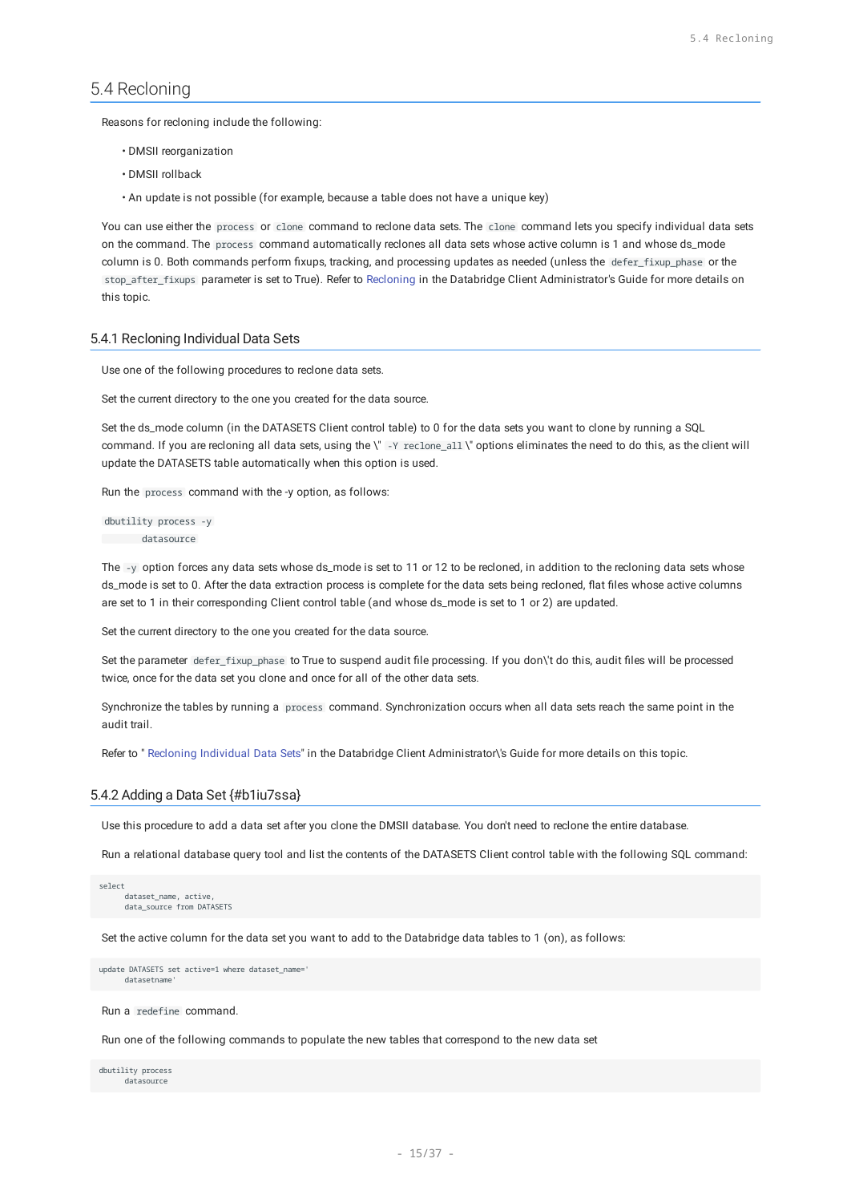## 5.4 Recloning

Reasons for recloning include the following:

- DMSII reorganization
- DMSII rollback
- An update is not possible (for example, because a table does not have a unique key)

You can use either the `process` or `clone` command to reclone data sets. The `clone` command lets you specify individual data sets on the command. The `process` command automatically reclones all data sets whose active column is 1 and whose ds_mode column is 0. Both commands perform fixups, tracking, and processing updates as needed (unless the `defer_fixup_phase` or the `stop_after_fixups` parameter is set to True). Refer to Recloning in the Databridge Client Administrator's Guide for more details on this topic.

### 5.4.1 Recloning Individual Data Sets

Use one of the following procedures to reclone data sets.

Set the current directory to the one you created for the data source.

Set the ds_mode column (in the DATASETS Client control table) to 0 for the data sets you want to clone by running a SQL command. If you are recloning all data sets, using the \" `-Y reclone_all` \" options eliminates the need to do this, as the client will update the DATASETS table automatically when this option is used.

Run the `process` command with the -y option, as follows:

```
dbutility process -y
        datasource
```

The `-y` option forces any data sets whose ds_mode is set to 11 or 12 to be recloned, in addition to the recloning data sets whose ds_mode is set to 0. After the data extraction process is complete for the data sets being recloned, flat files whose active columns are set to 1 in their corresponding Client control table (and whose ds_mode is set to 1 or 2) are updated.

Set the current directory to the one you created for the data source.

Set the parameter `defer_fixup_phase` to True to suspend audit file processing. If you don\'t do this, audit files will be processed twice, once for the data set you clone and once for all of the other data sets.

Synchronize the tables by running a `process` command. Synchronization occurs when all data sets reach the same point in the audit trail.

Refer to " Recloning Individual Data Sets" in the Databridge Client Administrator\'s Guide for more details on this topic.

### 5.4.2 Adding a Data Set {#b1iu7ssa}

Use this procedure to add a data set after you clone the DMSII database. You don't need to reclone the entire database.

Run a relational database query tool and list the contents of the DATASETS Client control table with the following SQL command:

```
select
      dataset_name, active,
      data_source from DATASETS
```

Set the active column for the data set you want to add to the Databridge data tables to 1 (on), as follows:

```
update DATASETS set active=1 where dataset_name='
      datasetname'
```

Run a `redefine` command.

Run one of the following commands to populate the new tables that correspond to the new data set

```
dbutility process
      datasource
```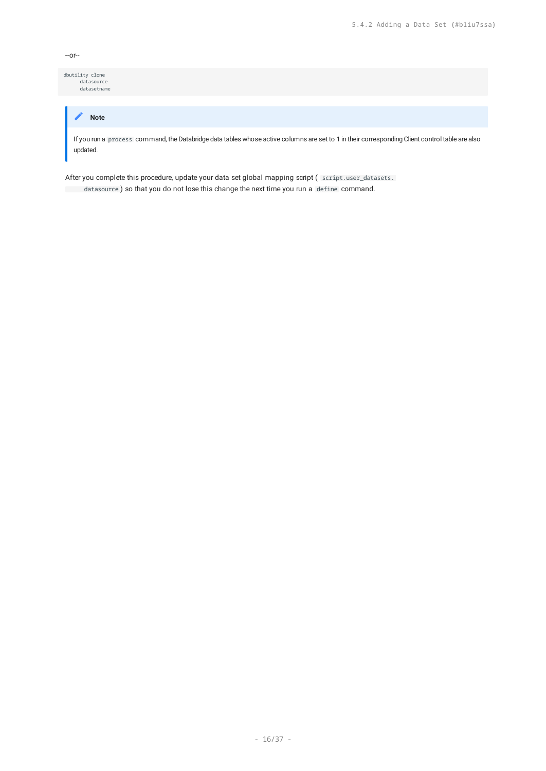--or--

```
dbutility clone
      datasource
      datasetname
```

> **Note**
>
> If you run a `process` command, the Databridge data tables whose active columns are set to 1 in their corresponding Client control table are also updated.

After you complete this procedure, update your data set global mapping script ( `script.user_datasets.datasource` ) so that you do not lose this change the next time you run a `define` command.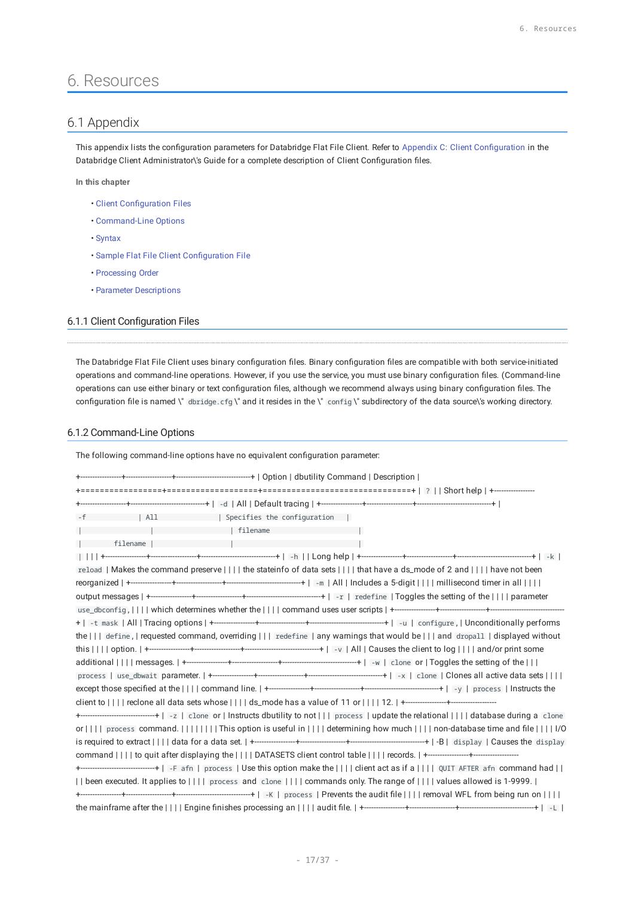# 6. Resources

## 6.1 Appendix

This appendix lists the configuration parameters for Databridge Flat File Client. Refer to Appendix C: Client Configuration in the Databridge Client Administrator\'s Guide for a complete description of Client Configuration files.

**In this chapter**

- Client Configuration Files
- Command-Line Options
- Syntax
- Sample Flat File Client Configuration File
- Processing Order
- Parameter Descriptions

### 6.1.1 Client Configuration Files

The Databridge Flat File Client uses binary configuration files. Binary configuration files are compatible with both service-initiated operations and command-line operations. However, if you use the service, you must use binary configuration files. (Command-line operations can use either binary or text configuration files, although we recommend always using binary configuration files. The configuration file is named \" `dbridge.cfg` \" and it resides in the \" `config` \" subdirectory of the data source\'s working directory.

### 6.1.2 Command-Line Options

The following command-line options have no equivalent configuration parameter:

| Option | dbutility Command | Description |
|---|---|---|
| `?` | | Short help |
| `-d` | All | Default tracing |
| `-f filename` | All | Specifies the configuration filename |
| `-h` | | Long help |
| `-k` | `reload` | Makes the command preserve the stateinfo of data sets that have a ds_mode of 2 and have not been reorganized |
| `-m` | All | Includes a 5-digit millisecond timer in all output messages |
| `-r` | `redefine` | Toggles the setting of the parameter `use_dbconfig`, which determines whether the command uses user scripts |
| `-t mask` | All | Tracing options |
| `-u` | `configure`, `define`, `redefine` **and** `dropall` | Unconditionally performs the requested command, overriding any warnings that would be displayed without this option. |
| `-v` | All | Causes the client to log and/or print some additional messages. |
| `-w` | `clone` **or** `process` | Toggles the setting of the `use_dbwait` parameter. |
| `-x` | `clone` | Clones all active data sets except those specified at the command line. |
| `-y` | `process` | Instructs the client to reclone all data sets whose ds_mode has a value of 11 or 12. |
| `-z` | `clone` **or** `process` | Instructs dbutility to not update the relational database during a `clone` or `process` command. This option is useful in determining how much non-database time and file I/O is required to extract data for a data set. |
| -B | `display` | Causes the `display` command to quit after displaying the DATASETS client control table records. |
| `-F afn` | `process` | Use this option make the client act as if a `QUIT AFTER afn` command had been executed. It applies to `process` and `clone` commands only. The range of values allowed is 1-9999. |
| `-K` | `process` | Prevents the audit file removal WFL from being run on the mainframe after the Engine finishes processing an audit file. |
| `-L` | | |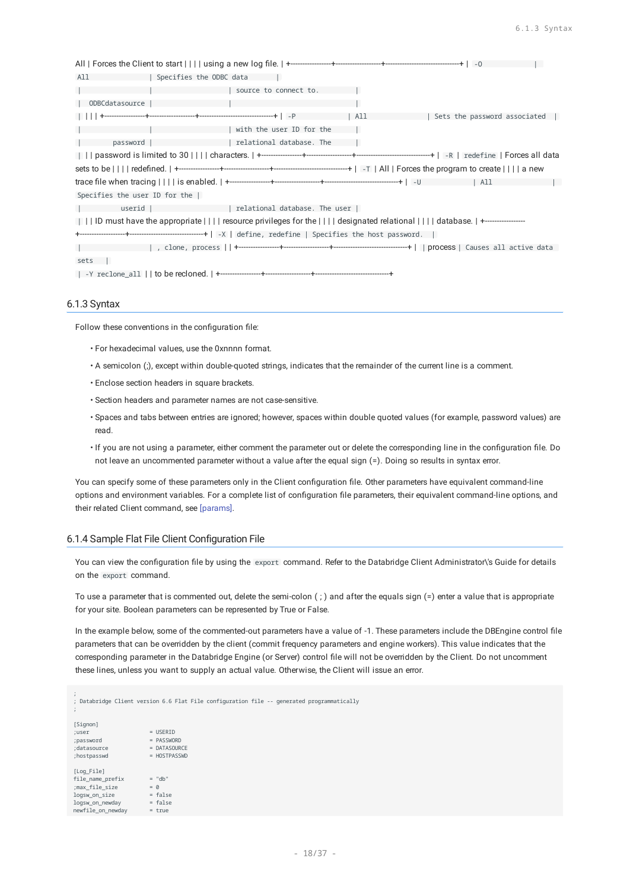All | Forces the Client to start | | | | using a new log file. | +-----------------+-------------------+--------------------------------+ | `-O` | `All` | Specifies the ODBC data | | | | source to connect to. | | `ODBCdatasource` | | | | | | | +-----------------+-------------------+--------------------------------+ | `-P` | `All` | Sets the password associated | | | | with the user ID for the | | `password` | | relational database. The | | | | password is limited to 30 | | | | characters. | +-----------------+-------------------+--------------------------------+ | `-R` | `redefine` | Forces all data sets to be | | | | redefined. | +-----------------+-------------------+--------------------------------+ | `-T` | All | Forces the program to create | | | | a new trace file when tracing | | | | is enabled. | +-----------------+-------------------+--------------------------------+ | `-U` | `All` | Specifies the user ID for the | | `userid` | | relational database. The user | | | | ID must have the appropriate | | | | resource privileges for the | | | | designated relational | | | | database. | +-----------------+-------------------+--------------------------------+ | `-X` | `define, redefine` | Specifies the host password. | | | `, clone, process` | | +-----------------+-------------------+--------------------------------+ | | process | Causes all active data sets | | `-Y reclone_all` | | to be recloned. | +-----------------+-------------------+--------------------------------+

## 6.1.3 Syntax

Follow these conventions in the configuration file:

- For hexadecimal values, use the 0xnnnn format.
- A semicolon (;), except within double-quoted strings, indicates that the remainder of the current line is a comment.
- Enclose section headers in square brackets.
- Section headers and parameter names are not case-sensitive.
- Spaces and tabs between entries are ignored; however, spaces within double quoted values (for example, password values) are read.
- If you are not using a parameter, either comment the parameter out or delete the corresponding line in the configuration file. Do not leave an uncommented parameter without a value after the equal sign (=). Doing so results in syntax error.

You can specify some of these parameters only in the Client configuration file. Other parameters have equivalent command-line options and environment variables. For a complete list of configuration file parameters, their equivalent command-line options, and their related Client command, see [params].

## 6.1.4 Sample Flat File Client Configuration File

You can view the configuration file by using the `export` command. Refer to the Databridge Client Administrator\'s Guide for details on the `export` command.

To use a parameter that is commented out, delete the semi-colon ( ; ) and after the equals sign (=) enter a value that is appropriate for your site. Boolean parameters can be represented by True or False.

In the example below, some of the commented-out parameters have a value of -1. These parameters include the DBEngine control file parameters that can be overridden by the client (commit frequency parameters and engine workers). This value indicates that the corresponding parameter in the Databridge Engine (or Server) control file will not be overridden by the Client. Do not uncomment these lines, unless you want to supply an actual value. Otherwise, the Client will issue an error.

```
;
; Databridge Client version 6.6 Flat File configuration file -- generated programmatically
;

[Signon]
;user                    = USERID
;password                = PASSWORD
;datasource              = DATASOURCE
;hostpasswd              = HOSTPASSWD

[Log_File]
file_name_prefix         = "db"
;max_file_size           = 0
logsw_on_size            = false
logsw_on_newday          = false
newfile_on_newday        = true
```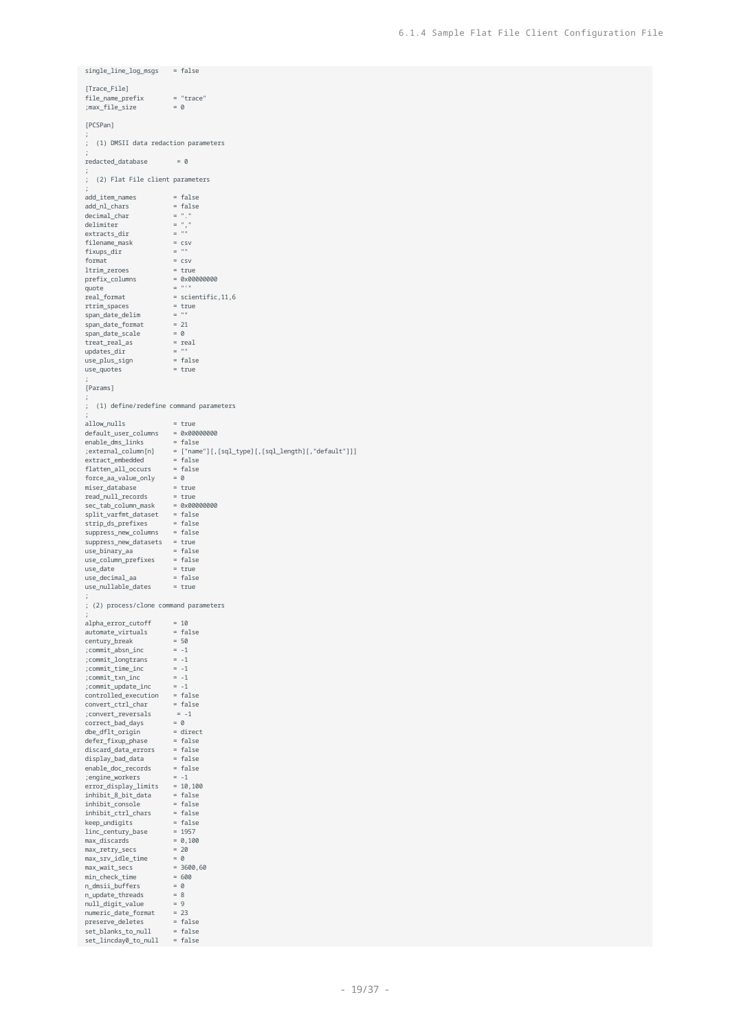```
single_line_log_msgs    = false

[Trace_File]
file_name_prefix        = "trace"
;max_file_size          = 0

[PCSPan]
;
;  (1) DMSII data redaction parameters
;
redacted_database       = 0
;
;  (2) Flat File client parameters
;
add_item_names          = false
add_nl_chars            = false
decimal_char            = "."
delimiter               = ","
extracts_dir            = ""
filename_mask           = csv
fixups_dir              = ""
format                  = csv
ltrim_zeroes            = true
prefix_columns          = 0x00000000
quote                   = "'"
real_format             = scientific,11,6
rtrim_spaces            = true
span_date_delim         = ""
span_date_format        = 21
span_date_scale         = 0
treat_real_as           = real
updates_dir             = ""
use_plus_sign           = false
use_quotes              = true
;
[Params]
;
;  (1) define/redefine command parameters
;
allow_nulls             = true
default_user_columns    = 0x00000000
enable_dms_links        = false
;external_column[n]     = ["name"][,[sql_type][,[sql_length][,"default"]]]
extract_embedded        = false
flatten_all_occurs      = false
force_aa_value_only     = 0
miser_database          = true
read_null_records       = true
sec_tab_column_mask     = 0x00000000
split_varfmt_dataset    = false
strip_ds_prefixes       = false
suppress_new_columns    = false
suppress_new_datasets   = true
use_binary_aa           = false
use_column_prefixes     = false
use_date                = true
use_decimal_aa          = false
use_nullable_dates      = true
;
; (2) process/clone command parameters
;
alpha_error_cutoff      = 10
automate_virtuals       = false
century_break           = 50
;commit_absn_inc        = -1
;commit_longtrans       = -1
;commit_time_inc        = -1
;commit_txn_inc         = -1
;commit_update_inc      = -1
controlled_execution    = false
convert_ctrl_char       = false
;convert_reversals       = -1
correct_bad_days        = 0
dbe_dflt_origin         = direct
defer_fixup_phase       = false
discard_data_errors     = false
display_bad_data        = false
enable_doc_records      = false
;engine_workers         = -1
error_display_limits    = 10,100
inhibit_8_bit_data      = false
inhibit_console         = false
inhibit_ctrl_chars      = false
keep_undigits           = false
linc_century_base       = 1957
max_discards            = 0,100
max_retry_secs          = 20
max_srv_idle_time       = 0
max_wait_secs           = 3600,60
min_check_time          = 600
n_dmsii_buffers         = 0
n_update_threads        = 8
null_digit_value        = 9
numeric_date_format     = 23
preserve_deletes        = false
set_blanks_to_null      = false
set_lincday0_to_null    = false
```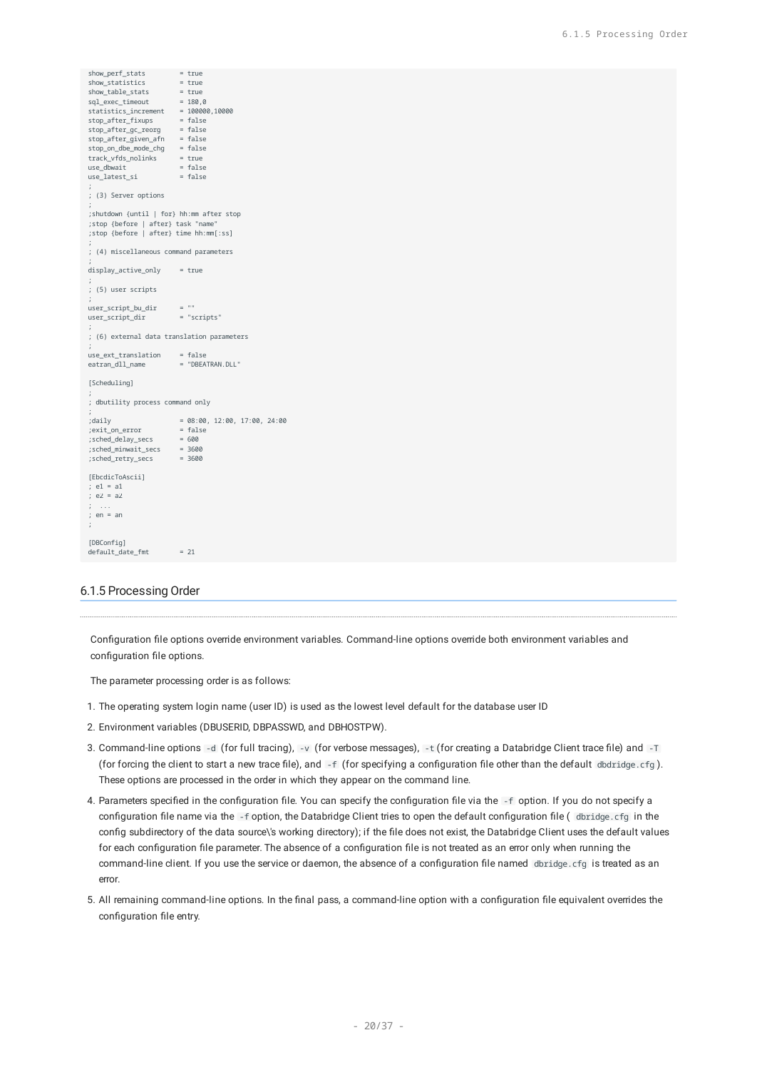```
show_perf_stats         = true
show_statistics         = true
show_table_stats        = true
sql_exec_timeout        = 180,0
statistics_increment    = 100000,10000
stop_after_fixups       = false
stop_after_gc_reorg     = false
stop_after_given_afn    = false
stop_on_dbe_mode_chg    = false
track_vfds_nolinks      = true
use_dbwait              = false
use_latest_si           = false
;
; (3) Server options
;
;shutdown {until | for} hh:mm after stop
;stop {before | after} task "name"
;stop {before | after} time hh:mm[:ss]
;
; (4) miscellaneous command parameters
;
display_active_only     = true
;
; (5) user scripts
;
user_script_bu_dir      = ""
user_script_dir         = "scripts"
;
; (6) external data translation parameters
;
use_ext_translation     = false
eatran_dll_name         = "DBEATRAN.DLL"

[Scheduling]
;
; dbutility process command only
;
;daily                  = 08:00, 12:00, 17:00, 24:00
;exit_on_error          = false
;sched_delay_secs       = 600
;sched_minwait_secs     = 3600
;sched_retry_secs       = 3600

[EbcdicToAscii]
; e1 = a1
; e2 = a2
;  ...
; en = an
;

[DBConfig]
default_date_fmt        = 21
```

### 6.1.5 Processing Order

Configuration file options override environment variables. Command-line options override both environment variables and configuration file options.

The parameter processing order is as follows:

1. The operating system login name (user ID) is used as the lowest level default for the database user ID
2. Environment variables (DBUSERID, DBPASSWD, and DBHOSTPW).
3. Command-line options `-d` (for full tracing), `-v` (for verbose messages), `-t` (for creating a Databridge Client trace file) and `-T` (for forcing the client to start a new trace file), and `-f` (for specifying a configuration file other than the default `dbdridge.cfg`). These options are processed in the order in which they appear on the command line.
4. Parameters specified in the configuration file. You can specify the configuration file via the `-f` option. If you do not specify a configuration file name via the `-f` option, the Databridge Client tries to open the default configuration file ( `dbridge.cfg` in the config subdirectory of the data source\'s working directory); if the file does not exist, the Databridge Client uses the default values for each configuration file parameter. The absence of a configuration file is not treated as an error only when running the command-line client. If you use the service or daemon, the absence of a configuration file named `dbridge.cfg` is treated as an error.
5. All remaining command-line options. In the final pass, a command-line option with a configuration file equivalent overrides the configuration file entry.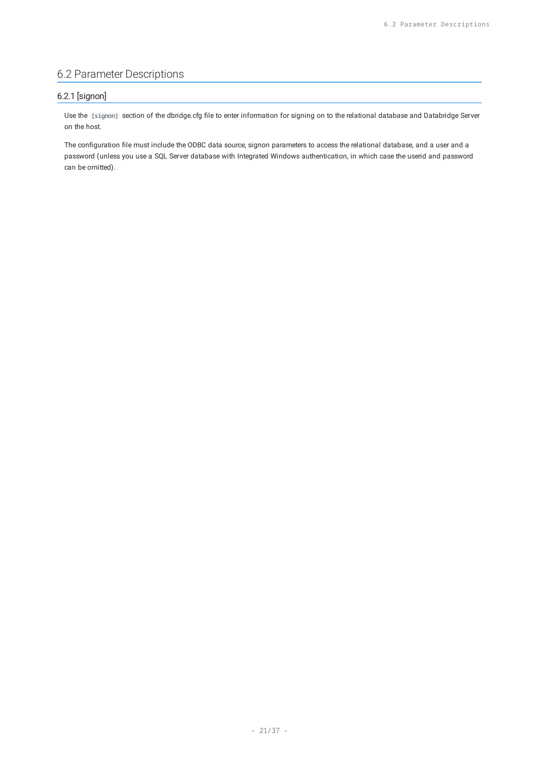## 6.2 Parameter Descriptions

### 6.2.1 [signon]

Use the `[signon]` section of the dbridge.cfg file to enter information for signing on to the relational database and Databridge Server on the host.

The configuration file must include the ODBC data source, signon parameters to access the relational database, and a user and a password (unless you use a SQL Server database with Integrated Windows authentication, in which case the userid and password can be omitted).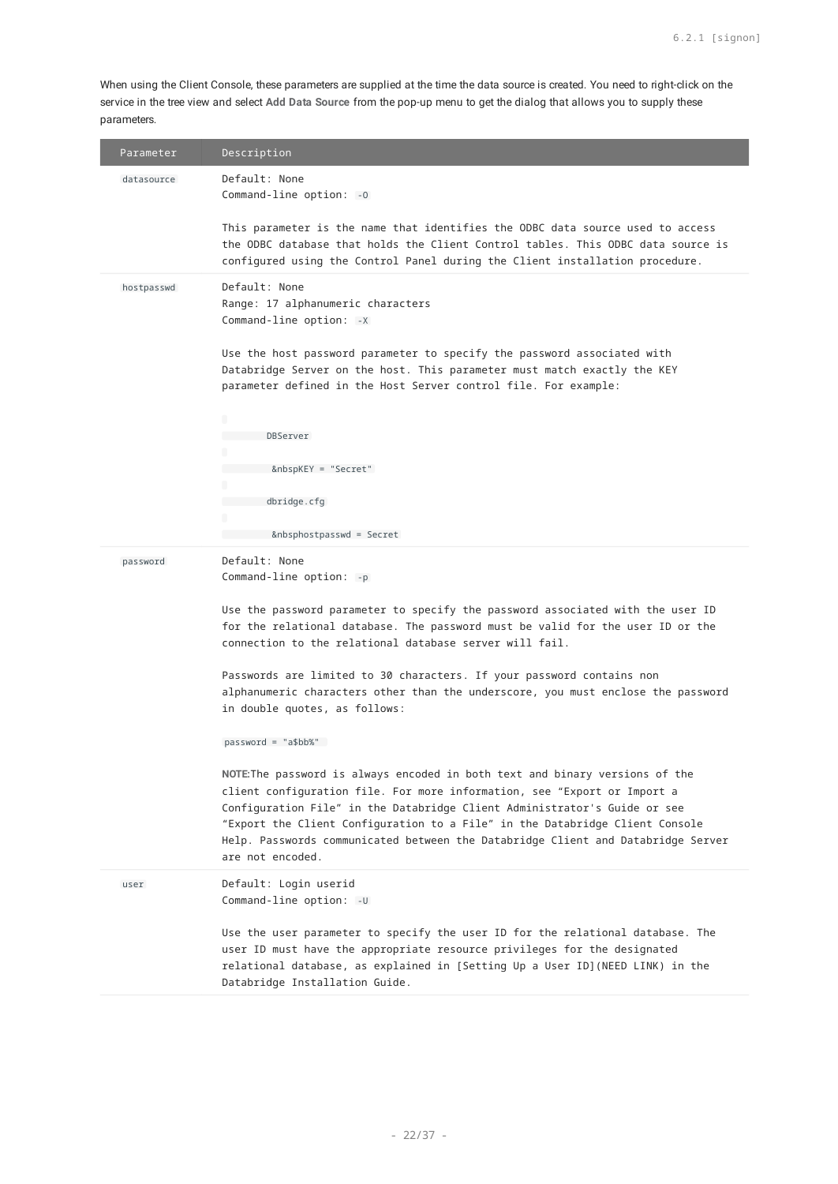When using the Client Console, these parameters are supplied at the time the data source is created. You need to right-click on the service in the tree view and select **Add Data Source** from the pop-up menu to get the dialog that allows you to supply these parameters.

| Parameter | Description |
| --- | --- |
| `datasource` | Default: None<br>Command-line option: `-O`<br><br>This parameter is the name that identifies the ODBC data source used to access the ODBC database that holds the Client Control tables. This ODBC data source is configured using the Control Panel during the Client installation procedure. |
| `hostpasswd` | Default: None<br>Range: 17 alphanumeric characters<br>Command-line option: `-X`<br><br>Use the host password parameter to specify the password associated with Databridge Server on the host. This parameter must match exactly the KEY parameter defined in the Host Server control file. For example:<br><br>`DBServer`<br>`&nbspKEY = "Secret"`<br>`dbridge.cfg`<br>`&nbsphostpasswd = Secret` |
| `password` | Default: None<br>Command-line option: `-p`<br><br>Use the password parameter to specify the password associated with the user ID for the relational database. The password must be valid for the user ID or the connection to the relational database server will fail.<br><br>Passwords are limited to 30 characters. If your password contains non alphanumeric characters other than the underscore, you must enclose the password in double quotes, as follows:<br><br>`password = "a$bb%"`<br><br>**NOTE:**The password is always encoded in both text and binary versions of the client configuration file. For more information, see “Export or Import a Configuration File” in the Databridge Client Administrator's Guide or see “Export the Client Configuration to a File” in the Databridge Client Console Help. Passwords communicated between the Databridge Client and Databridge Server are not encoded. |
| `user` | Default: Login userid<br>Command-line option: `-U`<br><br>Use the user parameter to specify the user ID for the relational database. The user ID must have the appropriate resource privileges for the designated relational database, as explained in [Setting Up a User ID](NEED LINK) in the Databridge Installation Guide. |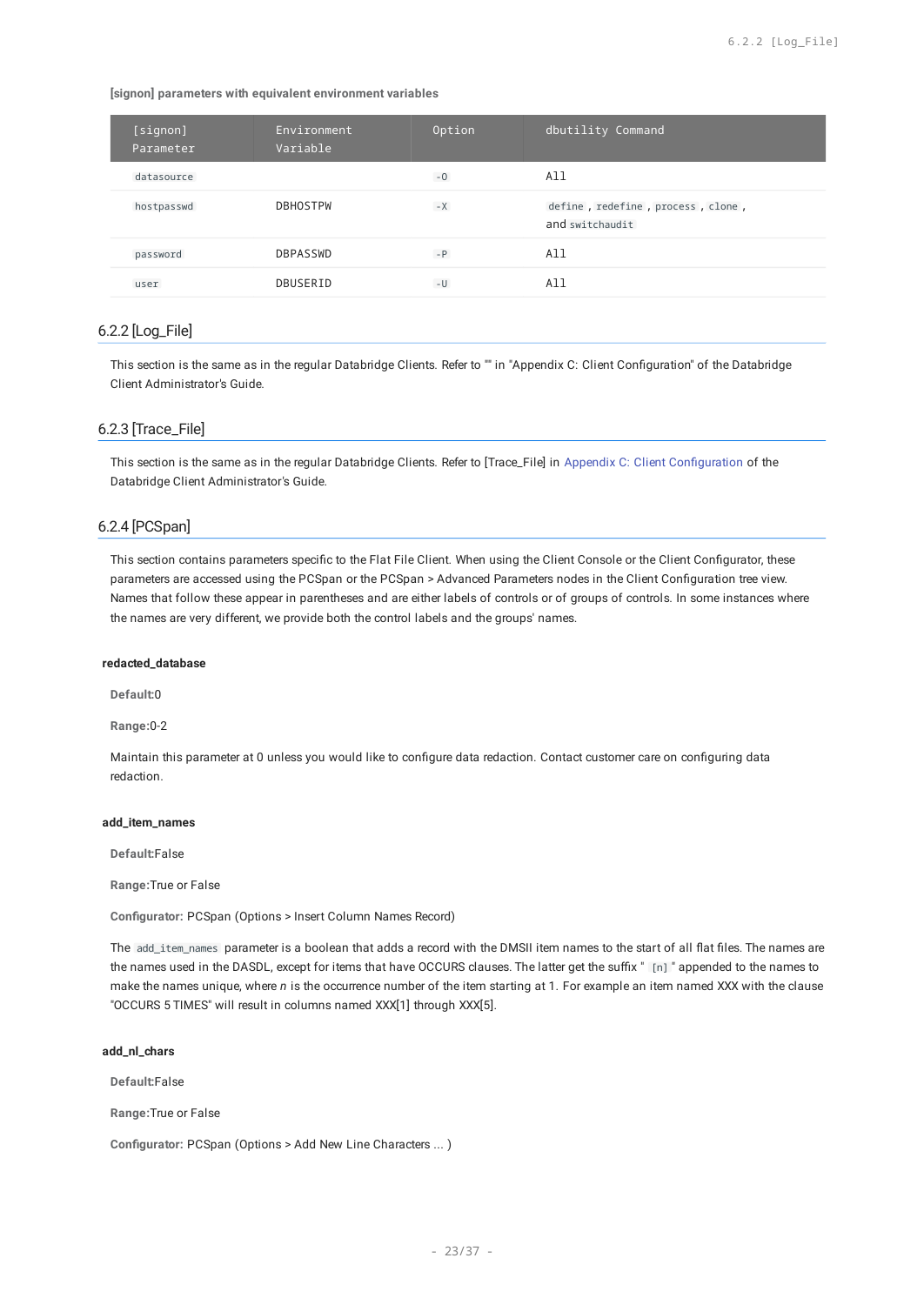**[signon] parameters with equivalent environment variables**

| [signon] Parameter | Environment Variable | Option | dbutility Command |
|---|---|---|---|
| `datasource` | | `-O` | All |
| `hostpasswd` | DBHOSTPW | `-X` | `define` , `redefine` , `process` , `clone` , and `switchaudit` |
| `password` | DBPASSWD | `-P` | All |
| `user` | DBUSERID | `-U` | All |

### 6.2.2 [Log_File]

This section is the same as in the regular Databridge Clients. Refer to "" in "Appendix C: Client Configuration" of the Databridge Client Administrator's Guide.

### 6.2.3 [Trace_File]

This section is the same as in the regular Databridge Clients. Refer to [Trace_File] in Appendix C: Client Configuration of the Databridge Client Administrator's Guide.

### 6.2.4 [PCSpan]

This section contains parameters specific to the Flat File Client. When using the Client Console or the Client Configurator, these parameters are accessed using the PCSpan or the PCSpan > Advanced Parameters nodes in the Client Configuration tree view. Names that follow these appear in parentheses and are either labels of controls or of groups of controls. In some instances where the names are very different, we provide both the control labels and the groups' names.

#### redacted_database

**Default:**0

**Range:**0-2

Maintain this parameter at 0 unless you would like to configure data redaction. Contact customer care on configuring data redaction.

#### add_item_names

**Default:**False

**Range:**True or False

**Configurator:** PCSpan (Options > Insert Column Names Record)

The `add_item_names` parameter is a boolean that adds a record with the DMSII item names to the start of all flat files. The names are the names used in the DASDL, except for items that have OCCURS clauses. The latter get the suffix " `[n]` " appended to the names to make the names unique, where *n* is the occurrence number of the item starting at 1. For example an item named XXX with the clause "OCCURS 5 TIMES" will result in columns named XXX[1] through XXX[5].

#### add_nl_chars

**Default:**False

**Range:**True or False

**Configurator:** PCSpan (Options > Add New Line Characters ... )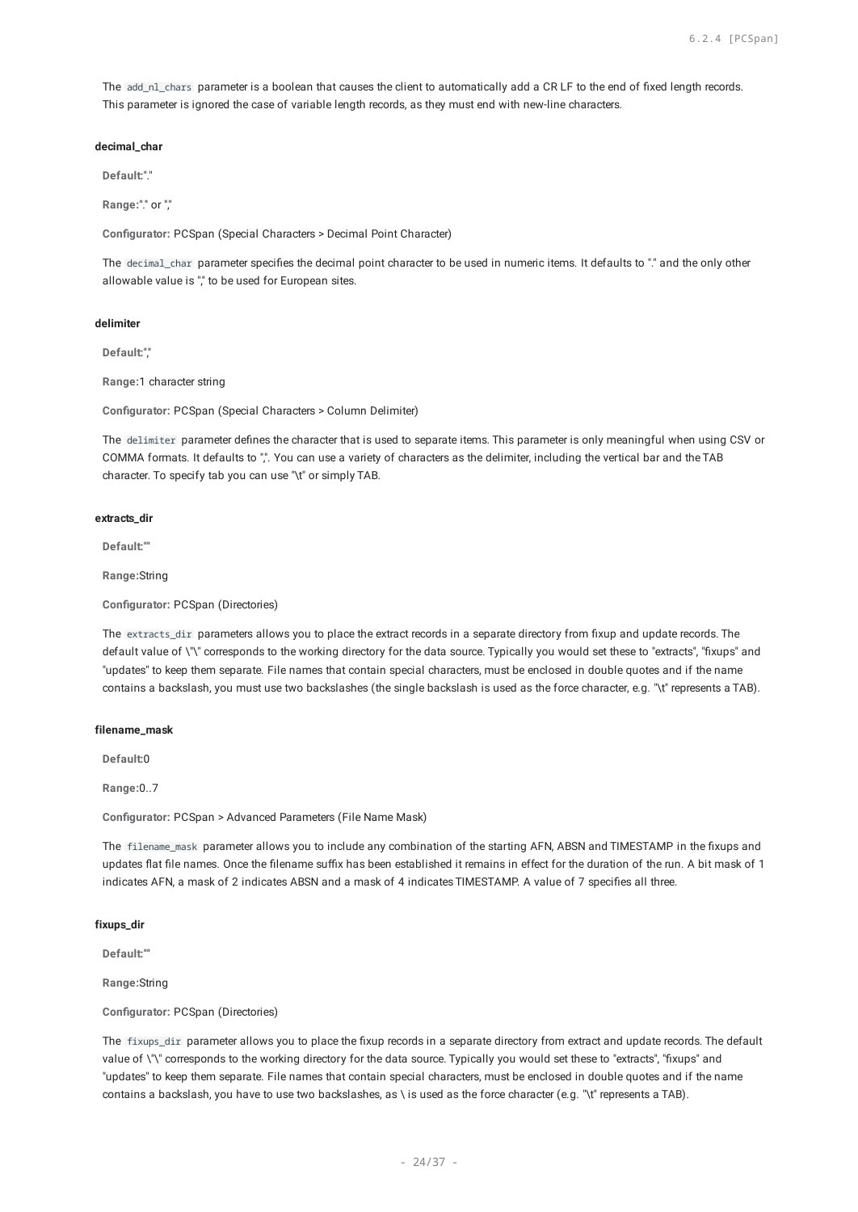The `add_nl_chars` parameter is a boolean that causes the client to automatically add a CR LF to the end of fixed length records. This parameter is ignored the case of variable length records, as they must end with new-line characters.

#### decimal_char

**Default:** "."

**Range:** "." or ","

**Configurator:** PCSpan (Special Characters > Decimal Point Character)

The `decimal_char` parameter specifies the decimal point character to be used in numeric items. It defaults to "." and the only other allowable value is "," to be used for European sites.

#### delimiter

**Default:** ","

**Range:** 1 character string

**Configurator:** PCSpan (Special Characters > Column Delimiter)

The `delimiter` parameter defines the character that is used to separate items. This parameter is only meaningful when using CSV or COMMA formats. It defaults to ",". You can use a variety of characters as the delimiter, including the vertical bar and the TAB character. To specify tab you can use "\t" or simply TAB.

#### extracts_dir

**Default:** ""

**Range:** String

**Configurator:** PCSpan (Directories)

The `extracts_dir` parameters allows you to place the extract records in a separate directory from fixup and update records. The default value of \"\" corresponds to the working directory for the data source. Typically you would set these to "extracts", "fixups" and "updates" to keep them separate. File names that contain special characters, must be enclosed in double quotes and if the name contains a backslash, you must use two backslashes (the single backslash is used as the force character, e.g. "\t" represents a TAB).

#### filename_mask

**Default:** 0

**Range:** 0..7

**Configurator:** PCSpan > Advanced Parameters (File Name Mask)

The `filename_mask` parameter allows you to include any combination of the starting AFN, ABSN and TIMESTAMP in the fixups and updates flat file names. Once the filename suffix has been established it remains in effect for the duration of the run. A bit mask of 1 indicates AFN, a mask of 2 indicates ABSN and a mask of 4 indicates TIMESTAMP. A value of 7 specifies all three.

#### fixups_dir

**Default:** ""

**Range:** String

**Configurator:** PCSpan (Directories)

The `fixups_dir` parameter allows you to place the fixup records in a separate directory from extract and update records. The default value of \"\" corresponds to the working directory for the data source. Typically you would set these to "extracts", "fixups" and "updates" to keep them separate. File names that contain special characters, must be enclosed in double quotes and if the name contains a backslash, you have to use two backslashes, as \ is used as the force character (e.g. "\t" represents a TAB).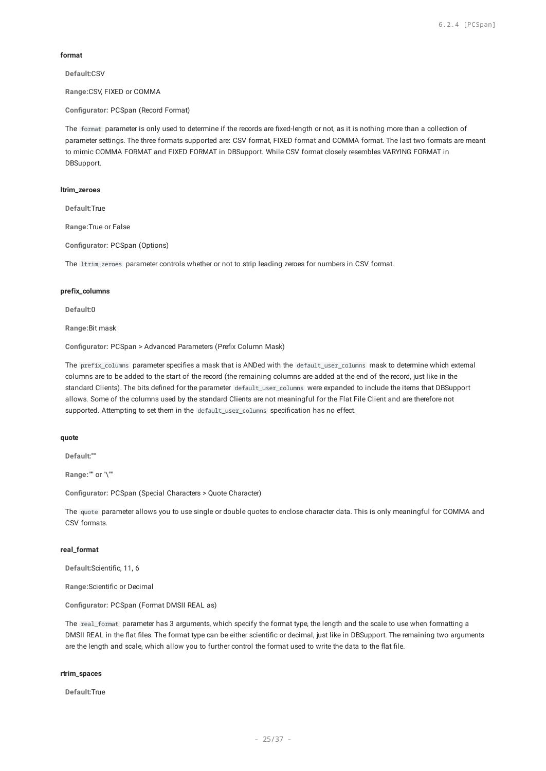#### format

**Default:**CSV

**Range:**CSV, FIXED or COMMA

**Configurator:** PCSpan (Record Format)

The `format` parameter is only used to determine if the records are fixed-length or not, as it is nothing more than a collection of parameter settings. The three formats supported are: CSV format, FIXED format and COMMA format. The last two formats are meant to mimic COMMA FORMAT and FIXED FORMAT in DBSupport. While CSV format closely resembles VARYING FORMAT in DBSupport.

#### ltrim_zeroes

**Default:**True

**Range:**True or False

**Configurator:** PCSpan (Options)

The `ltrim_zeroes` parameter controls whether or not to strip leading zeroes for numbers in CSV format.

#### prefix_columns

**Default:**0

**Range:**Bit mask

**Configurator:** PCSpan > Advanced Parameters (Prefix Column Mask)

The `prefix_columns` parameter specifies a mask that is ANDed with the `default_user_columns` mask to determine which external columns are to be added to the start of the record (the remaining columns are added at the end of the record, just like in the standard Clients). The bits defined for the parameter `default_user_columns` were expanded to include the items that DBSupport allows. Some of the columns used by the standard Clients are not meaningful for the Flat File Client and are therefore not supported. Attempting to set them in the `default_user_columns` specification has no effect.

#### quote

**Default:**""

**Range:**"" or "\""

**Configurator:** PCSpan (Special Characters > Quote Character)

The `quote` parameter allows you to use single or double quotes to enclose character data. This is only meaningful for COMMA and CSV formats.

#### real_format

**Default:**Scientific, 11, 6

**Range:**Scientific or Decimal

**Configurator:** PCSpan (Format DMSII REAL as)

The `real_format` parameter has 3 arguments, which specify the format type, the length and the scale to use when formatting a DMSII REAL in the flat files. The format type can be either scientific or decimal, just like in DBSupport. The remaining two arguments are the length and scale, which allow you to further control the format used to write the data to the flat file.

#### rtrim_spaces

**Default:**True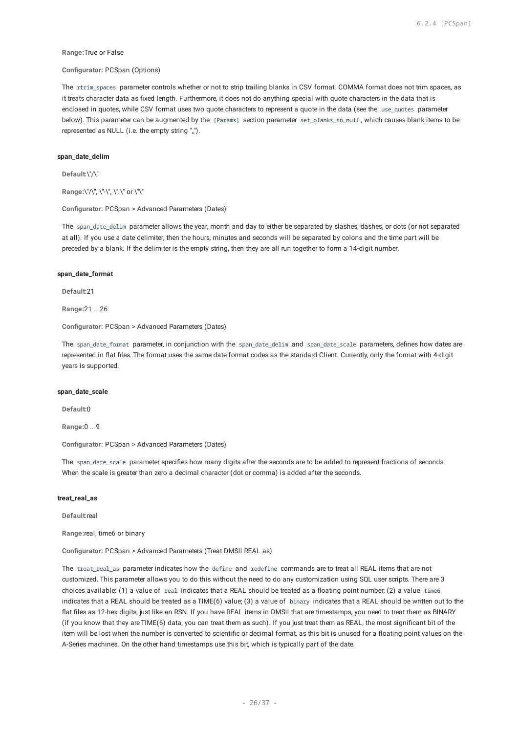**Range:**True or False

**Configurator:** PCSpan (Options)

The `rtrim_spaces` parameter controls whether or not to strip trailing blanks in CSV format. COMMA format does not trim spaces, as it treats character data as fixed length. Furthermore, it does not do anything special with quote characters in the data that is enclosed in quotes, while CSV format uses two quote characters to represent a quote in the data (see the `use_quotes` parameter below). This parameter can be augmented by the `[Params]` section parameter `set_blanks_to_null`, which causes blank items to be represented as NULL (i.e. the empty string ",,").

#### span_date_delim

**Default:**\"/\"

**Range:**\"/\", \"-\", \".\" or \"\"

**Configurator:** PCSpan > Advanced Parameters (Dates)

The `span_date_delim` parameter allows the year, month and day to either be separated by slashes, dashes, or dots (or not separated at all). If you use a date delimiter, then the hours, minutes and seconds will be separated by colons and the time part will be preceded by a blank. If the delimiter is the empty string, then they are all run together to form a 14-digit number.

#### span_date_format

**Default:**21

**Range:**21 .. 26

**Configurator:** PCSpan > Advanced Parameters (Dates)

The `span_date_format` parameter, in conjunction with the `span_date_delim` and `span_date_scale` parameters, defines how dates are represented in flat files. The format uses the same date format codes as the standard Client. Currently, only the format with 4-digit years is supported.

#### span_date_scale

**Default:**0

**Range:**0 .. 9

**Configurator:** PCSpan > Advanced Parameters (Dates)

The `span_date_scale` parameter specifies how many digits after the seconds are to be added to represent fractions of seconds. When the scale is greater than zero a decimal character (dot or comma) is added after the seconds.

#### treat_real_as

**Default:**real

**Range:**real, time6 or binary

**Configurator:** PCSpan > Advanced Parameters (Treat DMSII REAL as)

The `treat_real_as` parameter indicates how the `define` and `redefine` commands are to treat all REAL items that are not customized. This parameter allows you to do this without the need to do any customization using SQL user scripts. There are 3 choices available: (1) a value of `real` indicates that a REAL should be treated as a floating point number; (2) a value `time6` indicates that a REAL should be treated as a TIME(6) value; (3) a value of `binary` indicates that a REAL should be written out to the flat files as 12-hex digits, just like an RSN. If you have REAL items in DMSII that are timestamps, you need to treat them as BINARY (if you know that they are TIME(6) data, you can treat them as such). If you just treat them as REAL, the most significant bit of the item will be lost when the number is converted to scientific or decimal format, as this bit is unused for a floating point values on the A-Series machines. On the other hand timestamps use this bit, which is typically part of the date.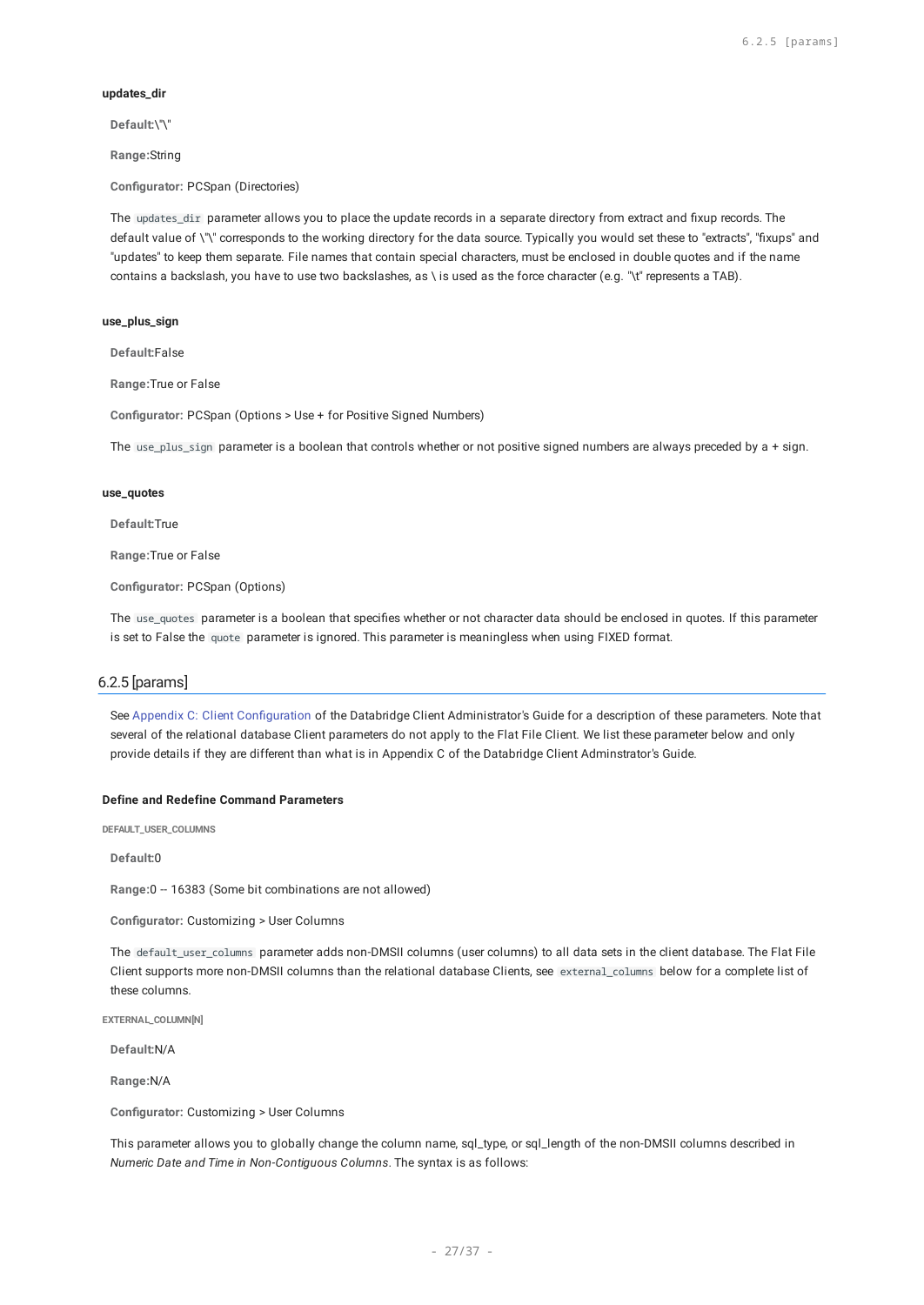#### updates_dir

**Default:**\"\"

**Range:**String

**Configurator:** PCSpan (Directories)

The `updates_dir` parameter allows you to place the update records in a separate directory from extract and fixup records. The default value of \"\" corresponds to the working directory for the data source. Typically you would set these to "extracts", "fixups" and "updates" to keep them separate. File names that contain special characters, must be enclosed in double quotes and if the name contains a backslash, you have to use two backslashes, as \ is used as the force character (e.g. "\t" represents a TAB).

#### use_plus_sign

**Default:**False

**Range:**True or False

**Configurator:** PCSpan (Options > Use + for Positive Signed Numbers)

The `use_plus_sign` parameter is a boolean that controls whether or not positive signed numbers are always preceded by a + sign.

#### use_quotes

**Default:**True

**Range:**True or False

**Configurator:** PCSpan (Options)

The `use_quotes` parameter is a boolean that specifies whether or not character data should be enclosed in quotes. If this parameter is set to False the `quote` parameter is ignored. This parameter is meaningless when using FIXED format.

## 6.2.5 [params]

See Appendix C: Client Configuration of the Databridge Client Administrator's Guide for a description of these parameters. Note that several of the relational database Client parameters do not apply to the Flat File Client. We list these parameter below and only provide details if they are different than what is in Appendix C of the Databridge Client Adminstrator's Guide.

#### Define and Redefine Command Parameters

##### DEFAULT_USER_COLUMNS

**Default:**0

**Range:**0 -- 16383 (Some bit combinations are not allowed)

**Configurator:** Customizing > User Columns

The `default_user_columns` parameter adds non-DMSII columns (user columns) to all data sets in the client database. The Flat File Client supports more non-DMSII columns than the relational database Clients, see `external_columns` below for a complete list of these columns.

##### EXTERNAL_COLUMN[N]

**Default:**N/A

**Range:**N/A

**Configurator:** Customizing > User Columns

This parameter allows you to globally change the column name, sql_type, or sql_length of the non-DMSII columns described in *Numeric Date and Time in Non-Contiguous Columns*. The syntax is as follows: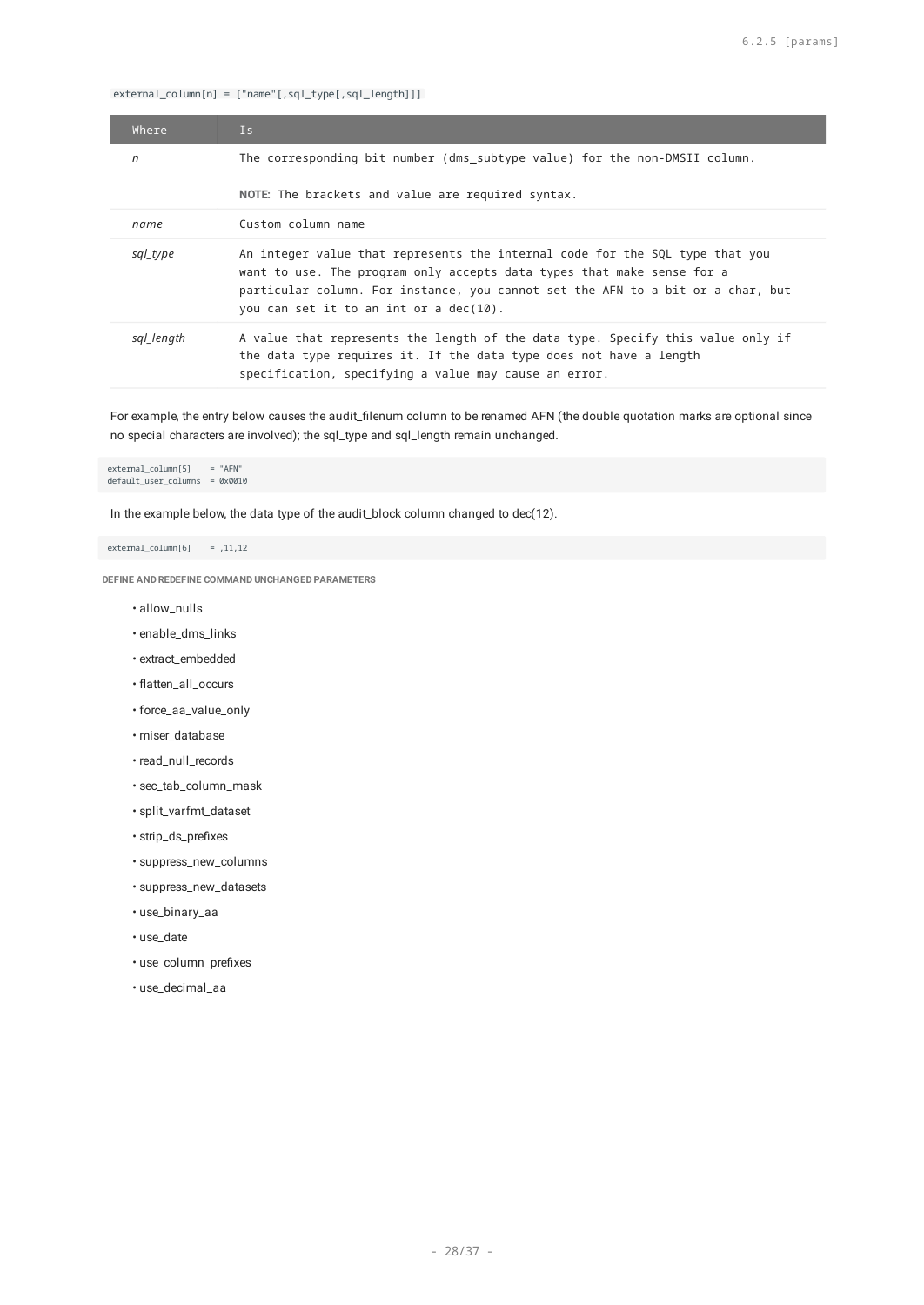```
external_column[n] = ["name"[,sql_type[,sql_length]]]
```

| Where | Is |
|---|---|
| *n* | The corresponding bit number (dms_subtype value) for the non-DMSII column.<br><br>**NOTE:** The brackets and value are required syntax. |
| *name* | Custom column name |
| *sql_type* | An integer value that represents the internal code for the SQL type that you want to use. The program only accepts data types that make sense for a particular column. For instance, you cannot set the AFN to a bit or a char, but you can set it to an int or a dec(10). |
| *sql_length* | A value that represents the length of the data type. Specify this value only if the data type requires it. If the data type does not have a length specification, specifying a value may cause an error. |

For example, the entry below causes the audit_filenum column to be renamed AFN (the double quotation marks are optional since no special characters are involved); the sql_type and sql_length remain unchanged.

```
external_column[5]    = "AFN"
default_user_columns  = 0x0010
```

In the example below, the data type of the audit_block column changed to dec(12).

```
external_column[6]    = ,11,12
```

**DEFINE AND REDEFINE COMMAND UNCHANGED PARAMETERS**

- allow_nulls
- enable_dms_links
- extract_embedded
- flatten_all_occurs
- force_aa_value_only
- miser_database
- read_null_records
- sec_tab_column_mask
- split_varfmt_dataset
- strip_ds_prefixes
- suppress_new_columns
- suppress_new_datasets
- use_binary_aa
- use_date
- use_column_prefixes
- use_decimal_aa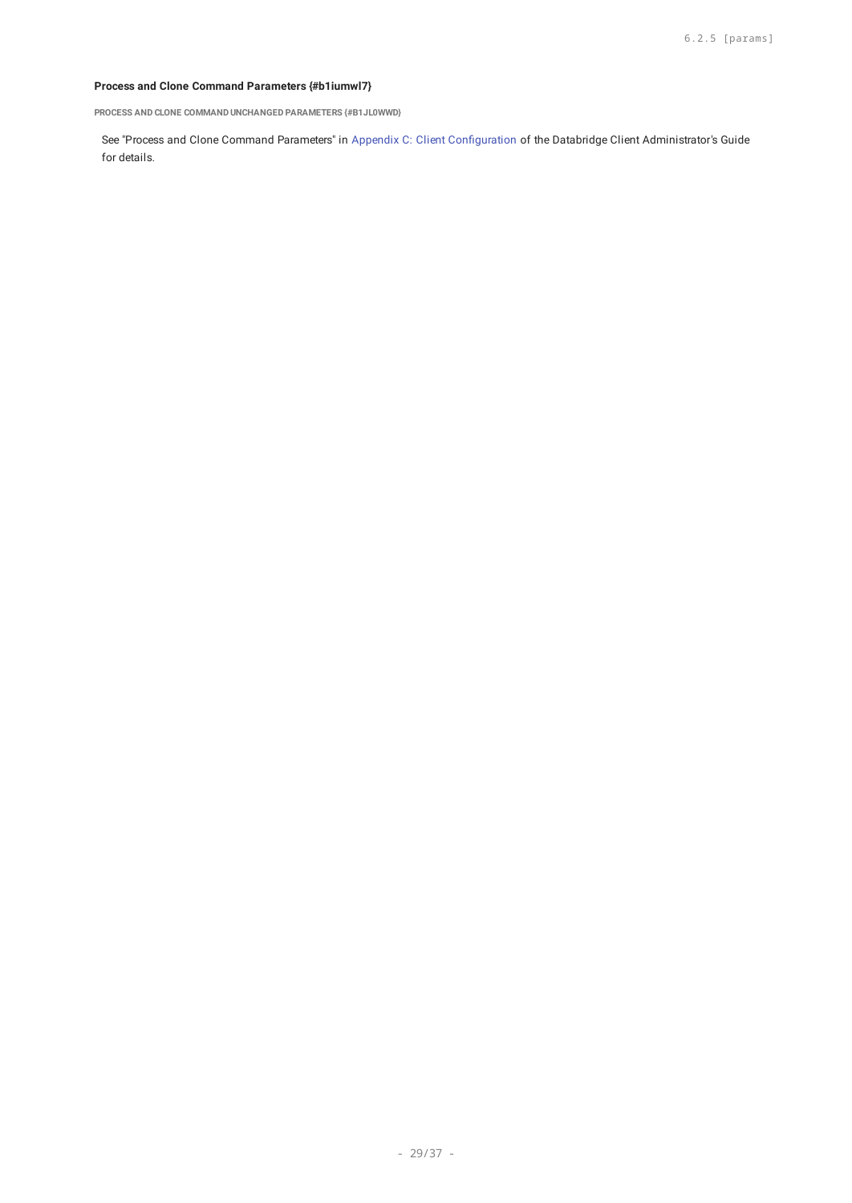#### Process and Clone Command Parameters {#b1iumwl7}

##### PROCESS AND CLONE COMMAND UNCHANGED PARAMETERS {#B1JL0WWD}

See "Process and Clone Command Parameters" in Appendix C: Client Configuration of the Databridge Client Administrator's Guide for details.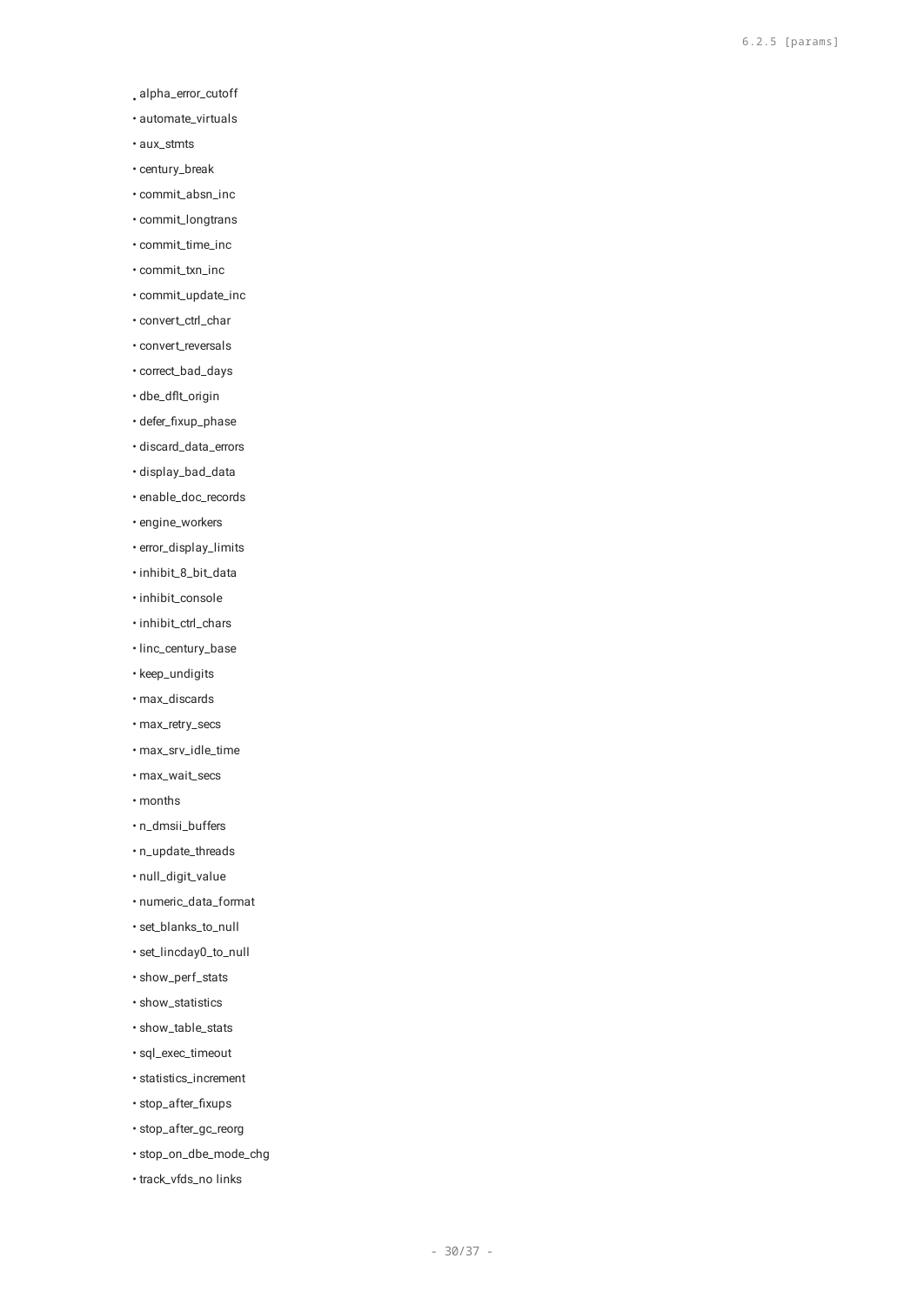- alpha_error_cutoff
- automate_virtuals
- aux_stmts
- century_break
- commit_absn_inc
- commit_longtrans
- commit_time_inc
- commit_txn_inc
- commit_update_inc
- convert_ctrl_char
- convert_reversals
- correct_bad_days
- dbe_dflt_origin
- defer_fixup_phase
- discard_data_errors
- display_bad_data
- enable_doc_records
- engine_workers
- error_display_limits
- inhibit_8_bit_data
- inhibit_console
- inhibit_ctrl_chars
- linc_century_base
- keep_undigits
- max_discards
- max_retry_secs
- max_srv_idle_time
- max_wait_secs
- months
- n_dmsii_buffers
- n_update_threads
- null_digit_value
- numeric_data_format
- set_blanks_to_null
- set_lincday0_to_null
- show_perf_stats
- show_statistics
- show_table_stats
- sql_exec_timeout
- statistics_increment
- stop_after_fixups
- stop_after_gc_reorg
- stop_on_dbe_mode_chg
- track_vfds_no links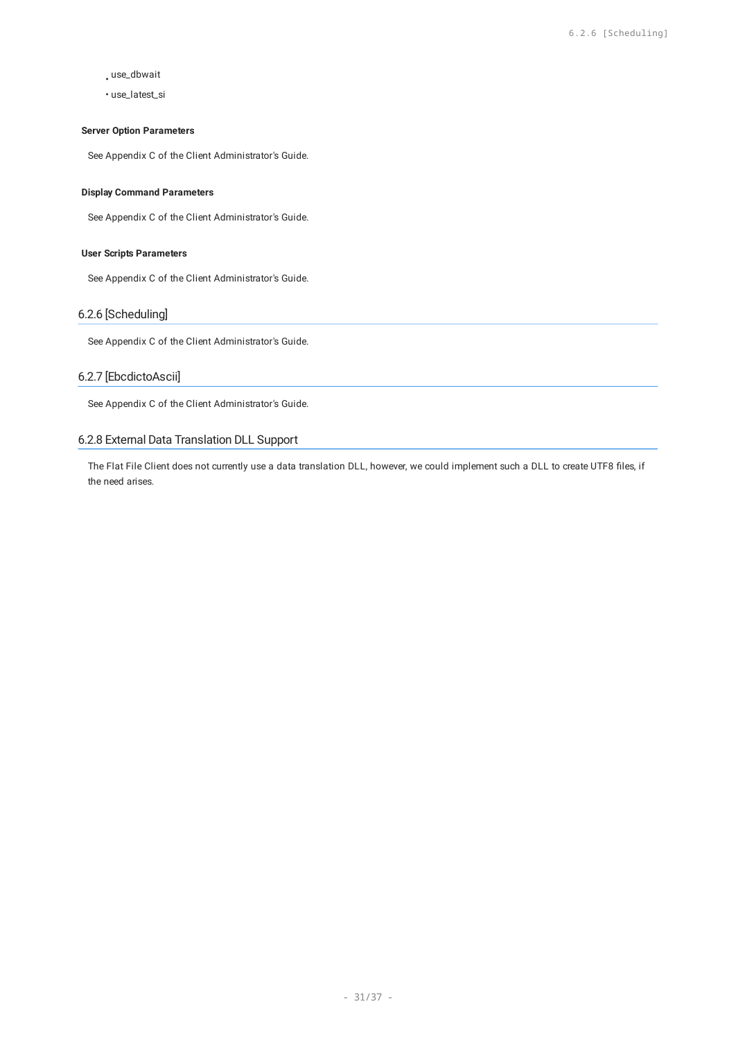- use_dbwait
- use_latest_si

#### Server Option Parameters

See Appendix C of the Client Administrator's Guide.

#### Display Command Parameters

See Appendix C of the Client Administrator's Guide.

#### User Scripts Parameters

See Appendix C of the Client Administrator's Guide.

### 6.2.6 [Scheduling]

See Appendix C of the Client Administrator's Guide.

### 6.2.7 [EbcdictoAscii]

See Appendix C of the Client Administrator's Guide.

### 6.2.8 External Data Translation DLL Support

The Flat File Client does not currently use a data translation DLL, however, we could implement such a DLL to create UTF8 files, if the need arises.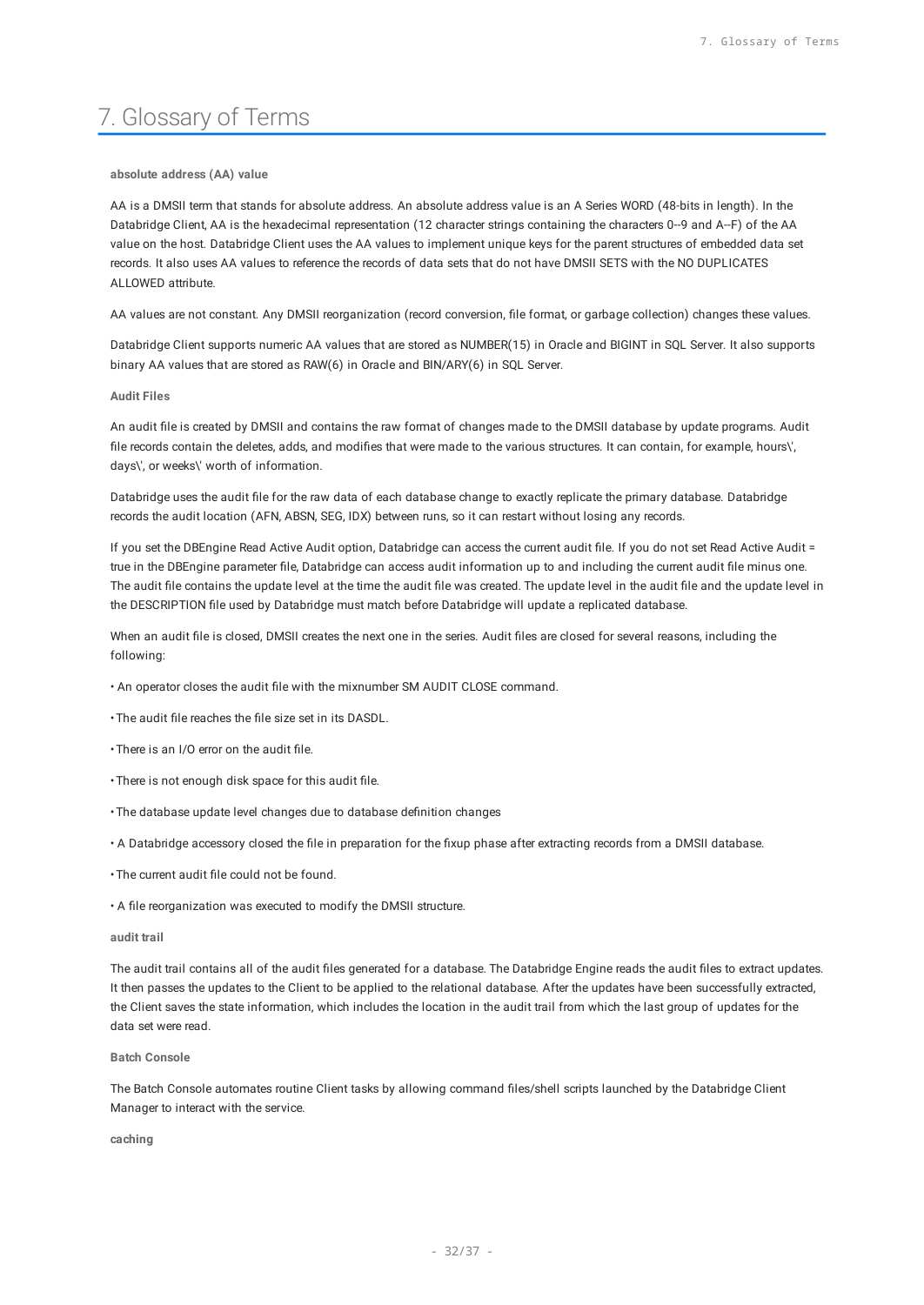# 7. Glossary of Terms

**absolute address (AA) value**

AA is a DMSII term that stands for absolute address. An absolute address value is an A Series WORD (48-bits in length). In the Databridge Client, AA is the hexadecimal representation (12 character strings containing the characters 0--9 and A--F) of the AA value on the host. Databridge Client uses the AA values to implement unique keys for the parent structures of embedded data set records. It also uses AA values to reference the records of data sets that do not have DMSII SETS with the NO DUPLICATES ALLOWED attribute.

AA values are not constant. Any DMSII reorganization (record conversion, file format, or garbage collection) changes these values.

Databridge Client supports numeric AA values that are stored as NUMBER(15) in Oracle and BIGINT in SQL Server. It also supports binary AA values that are stored as RAW(6) in Oracle and BIN/ARY(6) in SQL Server.

**Audit Files**

An audit file is created by DMSII and contains the raw format of changes made to the DMSII database by update programs. Audit file records contain the deletes, adds, and modifies that were made to the various structures. It can contain, for example, hours\', days\', or weeks\' worth of information.

Databridge uses the audit file for the raw data of each database change to exactly replicate the primary database. Databridge records the audit location (AFN, ABSN, SEG, IDX) between runs, so it can restart without losing any records.

If you set the DBEngine Read Active Audit option, Databridge can access the current audit file. If you do not set Read Active Audit = true in the DBEngine parameter file, Databridge can access audit information up to and including the current audit file minus one. The audit file contains the update level at the time the audit file was created. The update level in the audit file and the update level in the DESCRIPTION file used by Databridge must match before Databridge will update a replicated database.

When an audit file is closed, DMSII creates the next one in the series. Audit files are closed for several reasons, including the following:

- An operator closes the audit file with the mixnumber SM AUDIT CLOSE command.
- The audit file reaches the file size set in its DASDL.
- There is an I/O error on the audit file.
- There is not enough disk space for this audit file.
- The database update level changes due to database definition changes
- A Databridge accessory closed the file in preparation for the fixup phase after extracting records from a DMSII database.
- The current audit file could not be found.
- A file reorganization was executed to modify the DMSII structure.

**audit trail**

The audit trail contains all of the audit files generated for a database. The Databridge Engine reads the audit files to extract updates. It then passes the updates to the Client to be applied to the relational database. After the updates have been successfully extracted, the Client saves the state information, which includes the location in the audit trail from which the last group of updates for the data set were read.

**Batch Console**

The Batch Console automates routine Client tasks by allowing command files/shell scripts launched by the Databridge Client Manager to interact with the service.

**caching**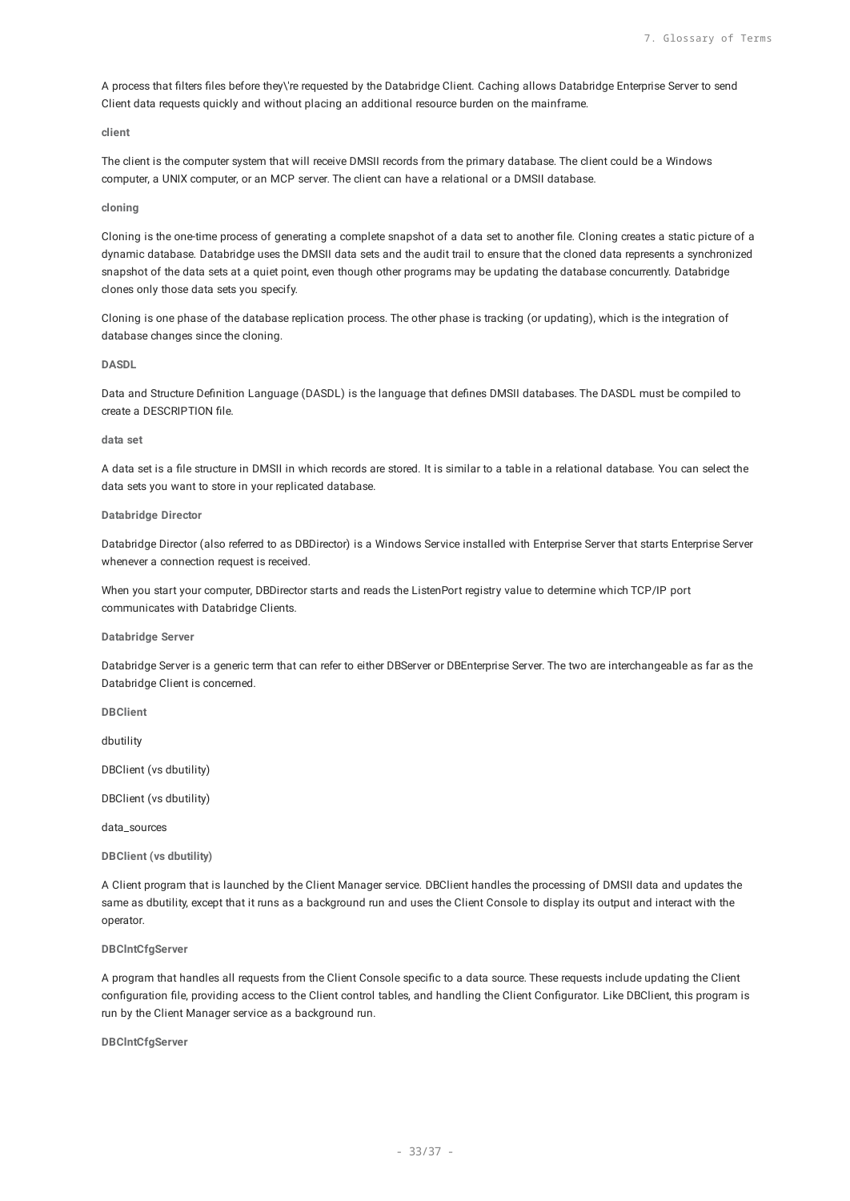A process that filters files before they\'re requested by the Databridge Client. Caching allows Databridge Enterprise Server to send Client data requests quickly and without placing an additional resource burden on the mainframe.

**client**

The client is the computer system that will receive DMSII records from the primary database. The client could be a Windows computer, a UNIX computer, or an MCP server. The client can have a relational or a DMSII database.

**cloning**

Cloning is the one-time process of generating a complete snapshot of a data set to another file. Cloning creates a static picture of a dynamic database. Databridge uses the DMSII data sets and the audit trail to ensure that the cloned data represents a synchronized snapshot of the data sets at a quiet point, even though other programs may be updating the database concurrently. Databridge clones only those data sets you specify.

Cloning is one phase of the database replication process. The other phase is tracking (or updating), which is the integration of database changes since the cloning.

**DASDL**

Data and Structure Definition Language (DASDL) is the language that defines DMSII databases. The DASDL must be compiled to create a DESCRIPTION file.

**data set**

A data set is a file structure in DMSII in which records are stored. It is similar to a table in a relational database. You can select the data sets you want to store in your replicated database.

**Databridge Director**

Databridge Director (also referred to as DBDirector) is a Windows Service installed with Enterprise Server that starts Enterprise Server whenever a connection request is received.

When you start your computer, DBDirector starts and reads the ListenPort registry value to determine which TCP/IP port communicates with Databridge Clients.

**Databridge Server**

Databridge Server is a generic term that can refer to either DBServer or DBEnterprise Server. The two are interchangeable as far as the Databridge Client is concerned.

**DBClient**

dbutility

DBClient (vs dbutility)

DBClient (vs dbutility)

data_sources

**DBClient (vs dbutility)**

A Client program that is launched by the Client Manager service. DBClient handles the processing of DMSII data and updates the same as dbutility, except that it runs as a background run and uses the Client Console to display its output and interact with the operator.

**DBClntCfgServer**

A program that handles all requests from the Client Console specific to a data source. These requests include updating the Client configuration file, providing access to the Client control tables, and handling the Client Configurator. Like DBClient, this program is run by the Client Manager service as a background run.

**DBClntCfgServer**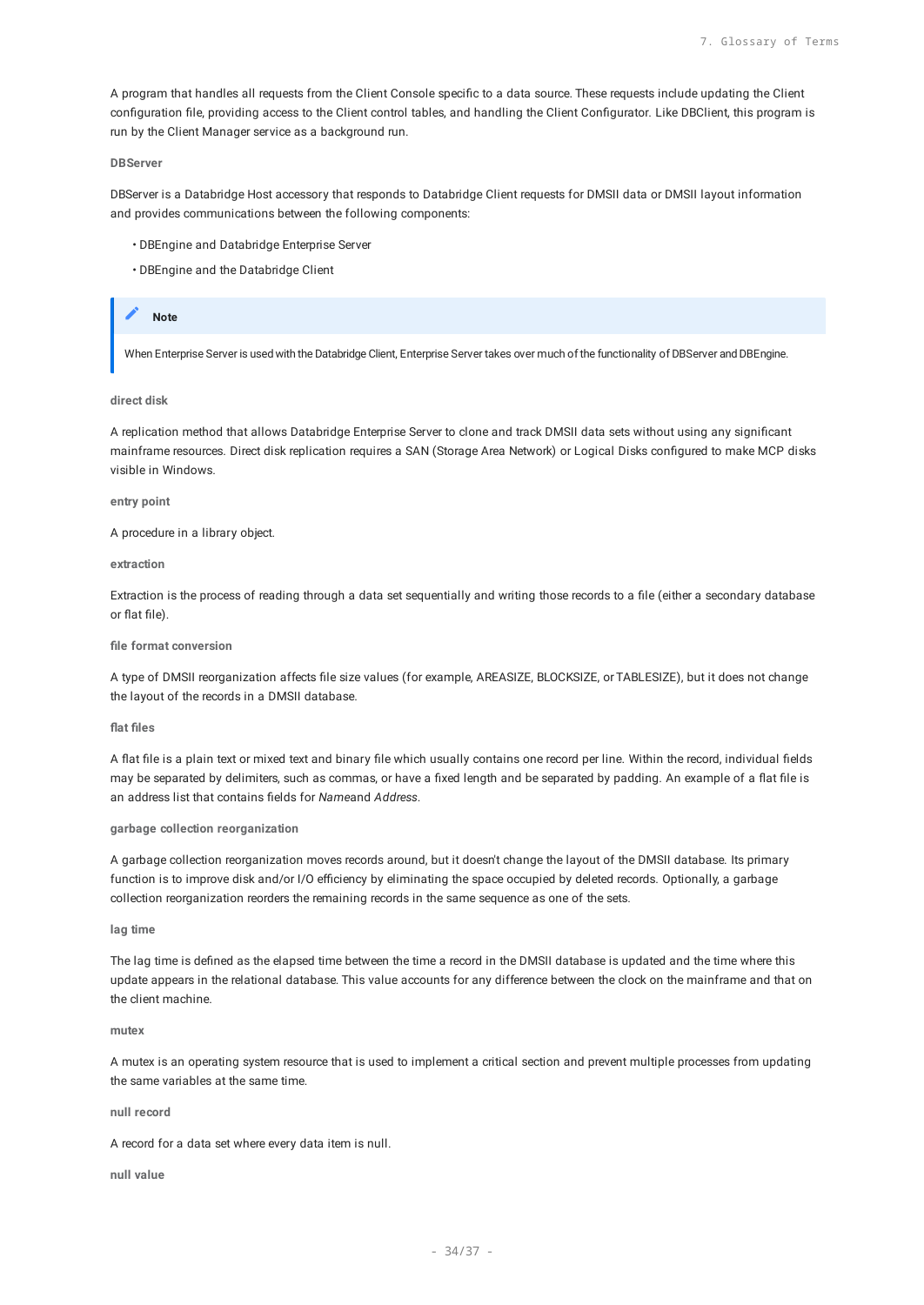A program that handles all requests from the Client Console specific to a data source. These requests include updating the Client configuration file, providing access to the Client control tables, and handling the Client Configurator. Like DBClient, this program is run by the Client Manager service as a background run.

#### DBServer

DBServer is a Databridge Host accessory that responds to Databridge Client requests for DMSII data or DMSII layout information and provides communications between the following components:

- DBEngine and Databridge Enterprise Server
- DBEngine and the Databridge Client

> **Note**
>
> When Enterprise Server is used with the Databridge Client, Enterprise Server takes over much of the functionality of DBServer and DBEngine.

#### direct disk

A replication method that allows Databridge Enterprise Server to clone and track DMSII data sets without using any significant mainframe resources. Direct disk replication requires a SAN (Storage Area Network) or Logical Disks configured to make MCP disks visible in Windows.

#### entry point

A procedure in a library object.

#### extraction

Extraction is the process of reading through a data set sequentially and writing those records to a file (either a secondary database or flat file).

#### file format conversion

A type of DMSII reorganization affects file size values (for example, AREASIZE, BLOCKSIZE, or TABLESIZE), but it does not change the layout of the records in a DMSII database.

#### flat files

A flat file is a plain text or mixed text and binary file which usually contains one record per line. Within the record, individual fields may be separated by delimiters, such as commas, or have a fixed length and be separated by padding. An example of a flat file is an address list that contains fields for *Name*and *Address*.

#### garbage collection reorganization

A garbage collection reorganization moves records around, but it doesn't change the layout of the DMSII database. Its primary function is to improve disk and/or I/O efficiency by eliminating the space occupied by deleted records. Optionally, a garbage collection reorganization reorders the remaining records in the same sequence as one of the sets.

#### lag time

The lag time is defined as the elapsed time between the time a record in the DMSII database is updated and the time where this update appears in the relational database. This value accounts for any difference between the clock on the mainframe and that on the client machine.

#### mutex

A mutex is an operating system resource that is used to implement a critical section and prevent multiple processes from updating the same variables at the same time.

#### null record

A record for a data set where every data item is null.

#### null value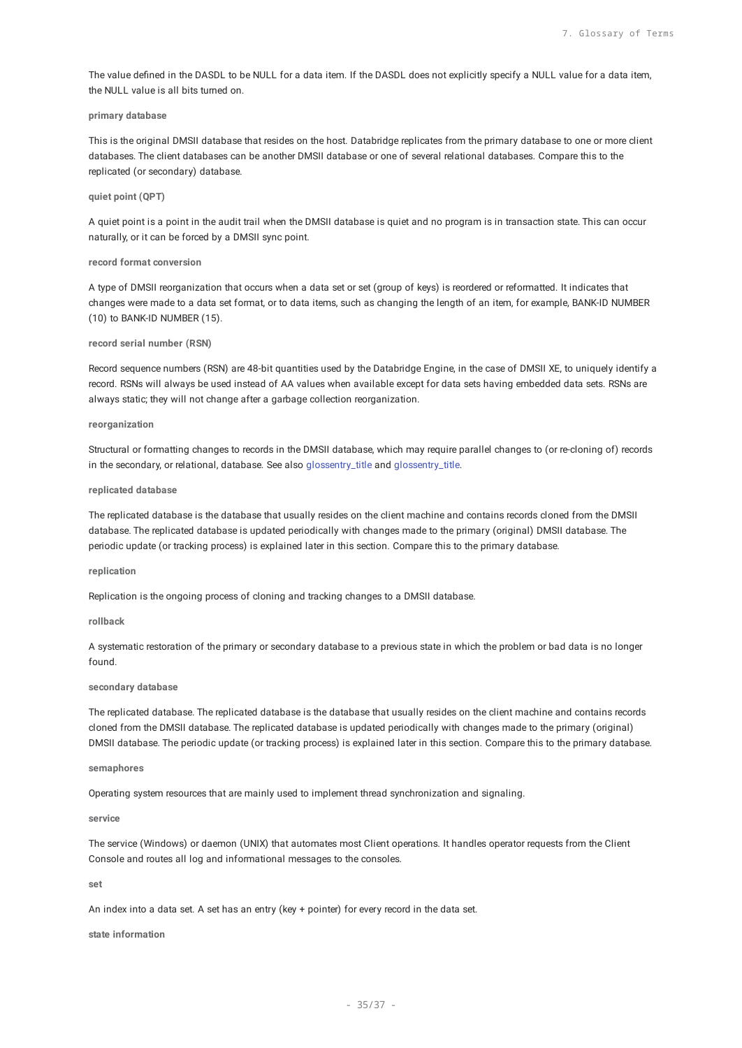The value defined in the DASDL to be NULL for a data item. If the DASDL does not explicitly specify a NULL value for a data item, the NULL value is all bits turned on.

**primary database**

This is the original DMSII database that resides on the host. Databridge replicates from the primary database to one or more client databases. The client databases can be another DMSII database or one of several relational databases. Compare this to the replicated (or secondary) database.

**quiet point (QPT)**

A quiet point is a point in the audit trail when the DMSII database is quiet and no program is in transaction state. This can occur naturally, or it can be forced by a DMSII sync point.

**record format conversion**

A type of DMSII reorganization that occurs when a data set or set (group of keys) is reordered or reformatted. It indicates that changes were made to a data set format, or to data items, such as changing the length of an item, for example, BANK-ID NUMBER (10) to BANK-ID NUMBER (15).

**record serial number (RSN)**

Record sequence numbers (RSN) are 48-bit quantities used by the Databridge Engine, in the case of DMSII XE, to uniquely identify a record. RSNs will always be used instead of AA values when available except for data sets having embedded data sets. RSNs are always static; they will not change after a garbage collection reorganization.

**reorganization**

Structural or formatting changes to records in the DMSII database, which may require parallel changes to (or re-cloning of) records in the secondary, or relational, database. See also glossentry_title and glossentry_title.

**replicated database**

The replicated database is the database that usually resides on the client machine and contains records cloned from the DMSII database. The replicated database is updated periodically with changes made to the primary (original) DMSII database. The periodic update (or tracking process) is explained later in this section. Compare this to the primary database.

**replication**

Replication is the ongoing process of cloning and tracking changes to a DMSII database.

**rollback**

A systematic restoration of the primary or secondary database to a previous state in which the problem or bad data is no longer found.

**secondary database**

The replicated database. The replicated database is the database that usually resides on the client machine and contains records cloned from the DMSII database. The replicated database is updated periodically with changes made to the primary (original) DMSII database. The periodic update (or tracking process) is explained later in this section. Compare this to the primary database.

**semaphores**

Operating system resources that are mainly used to implement thread synchronization and signaling.

**service**

The service (Windows) or daemon (UNIX) that automates most Client operations. It handles operator requests from the Client Console and routes all log and informational messages to the consoles.

**set**

An index into a data set. A set has an entry (key + pointer) for every record in the data set.

**state information**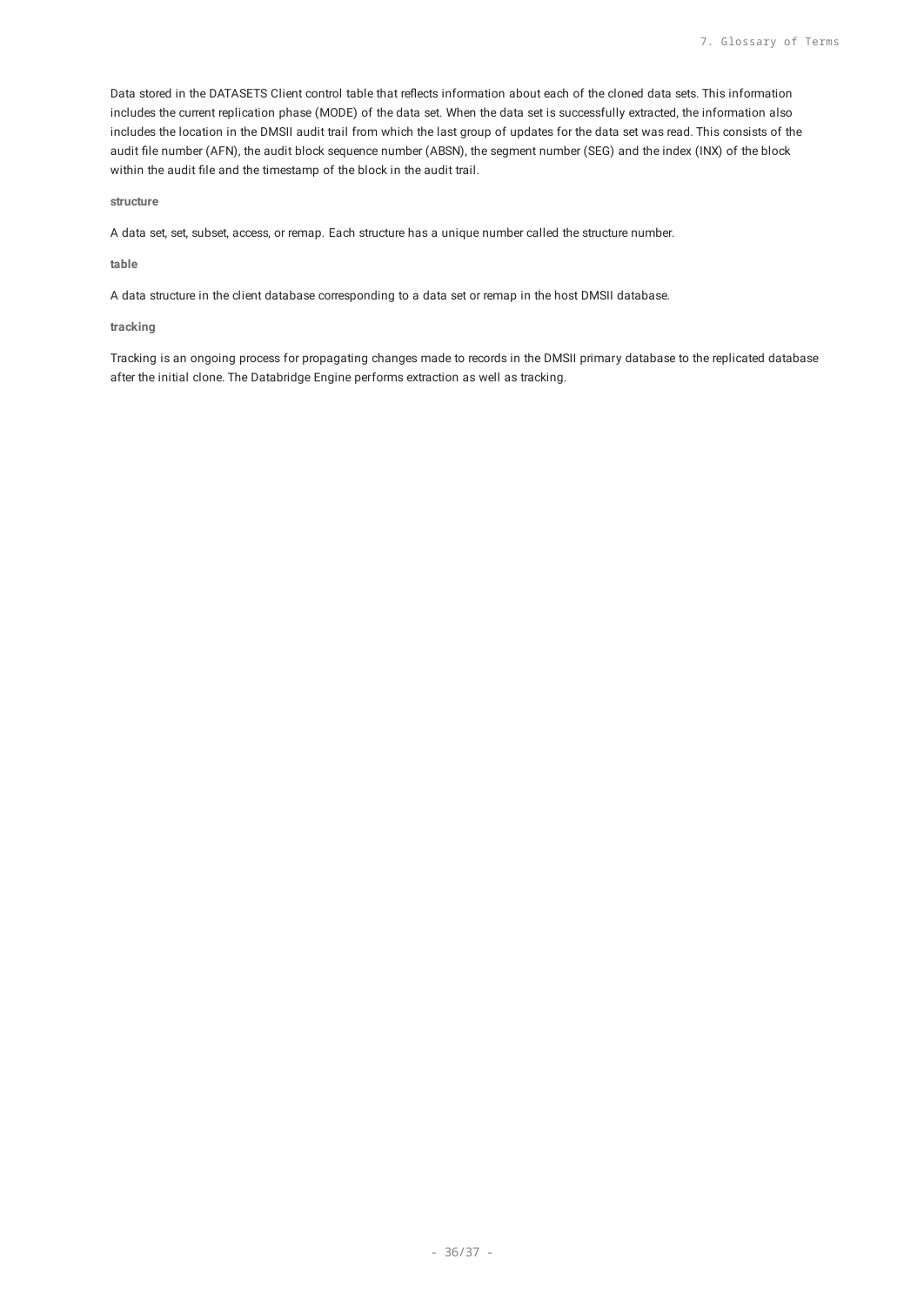Data stored in the DATASETS Client control table that reflects information about each of the cloned data sets. This information includes the current replication phase (MODE) of the data set. When the data set is successfully extracted, the information also includes the location in the DMSII audit trail from which the last group of updates for the data set was read. This consists of the audit file number (AFN), the audit block sequence number (ABSN), the segment number (SEG) and the index (INX) of the block within the audit file and the timestamp of the block in the audit trail.

**structure**

A data set, set, subset, access, or remap. Each structure has a unique number called the structure number.

**table**

A data structure in the client database corresponding to a data set or remap in the host DMSII database.

**tracking**

Tracking is an ongoing process for propagating changes made to records in the DMSII primary database to the replicated database after the initial clone. The Databridge Engine performs extraction as well as tracking.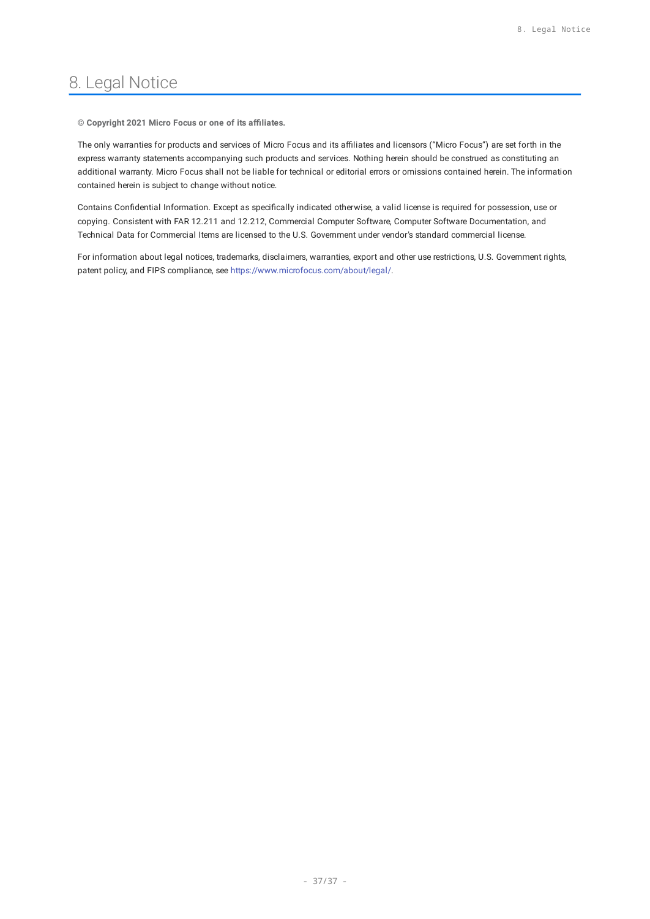# 8. Legal Notice

**© Copyright 2021 Micro Focus or one of its affiliates.**

The only warranties for products and services of Micro Focus and its affiliates and licensors ("Micro Focus") are set forth in the express warranty statements accompanying such products and services. Nothing herein should be construed as constituting an additional warranty. Micro Focus shall not be liable for technical or editorial errors or omissions contained herein. The information contained herein is subject to change without notice.

Contains Confidential Information. Except as specifically indicated otherwise, a valid license is required for possession, use or copying. Consistent with FAR 12.211 and 12.212, Commercial Computer Software, Computer Software Documentation, and Technical Data for Commercial Items are licensed to the U.S. Government under vendor's standard commercial license.

For information about legal notices, trademarks, disclaimers, warranties, export and other use restrictions, U.S. Government rights, patent policy, and FIPS compliance, see https://www.microfocus.com/about/legal/.